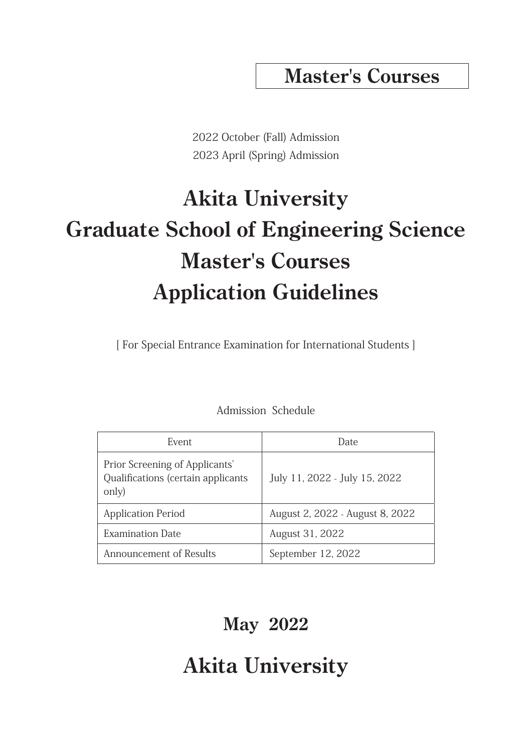**Master's Courses**

2022 October (Fall) Admission
2023 April (Spring) Admission

# Akita University
# Graduate School of Engineering Science
# Master's Courses
# Application Guidelines

[ For Special Entrance Examination for International Students ]

Admission Schedule

| Event | Date |
|---|---|
| Prior Screening of Applicants' Qualifications (certain applicants only) | July 11, 2022 - July 15, 2022 |
| Application Period | August 2, 2022 - August 8, 2022 |
| Examination Date | August 31, 2022 |
| Announcement of Results | September 12, 2022 |

## May 2022

## Akita University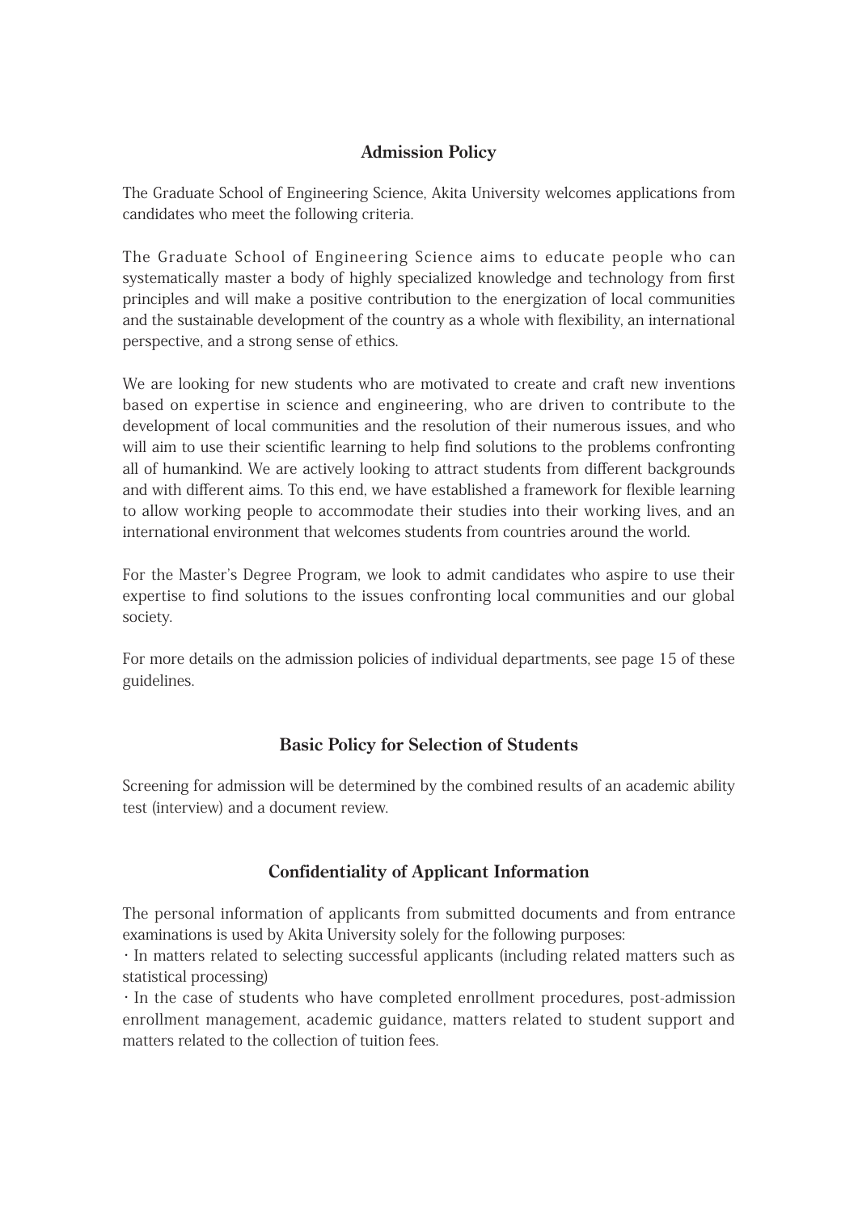## Admission Policy

The Graduate School of Engineering Science, Akita University welcomes applications from candidates who meet the following criteria.

The Graduate School of Engineering Science aims to educate people who can systematically master a body of highly specialized knowledge and technology from first principles and will make a positive contribution to the energization of local communities and the sustainable development of the country as a whole with flexibility, an international perspective, and a strong sense of ethics.

We are looking for new students who are motivated to create and craft new inventions based on expertise in science and engineering, who are driven to contribute to the development of local communities and the resolution of their numerous issues, and who will aim to use their scientific learning to help find solutions to the problems confronting all of humankind. We are actively looking to attract students from different backgrounds and with different aims. To this end, we have established a framework for flexible learning to allow working people to accommodate their studies into their working lives, and an international environment that welcomes students from countries around the world.

For the Master's Degree Program, we look to admit candidates who aspire to use their expertise to find solutions to the issues confronting local communities and our global society.

For more details on the admission policies of individual departments, see page 15 of these guidelines.

## Basic Policy for Selection of Students

Screening for admission will be determined by the combined results of an academic ability test (interview) and a document review.

## Confidentiality of Applicant Information

The personal information of applicants from submitted documents and from entrance examinations is used by Akita University solely for the following purposes:

- In matters related to selecting successful applicants (including related matters such as statistical processing)
- In the case of students who have completed enrollment procedures, post-admission enrollment management, academic guidance, matters related to student support and matters related to the collection of tuition fees.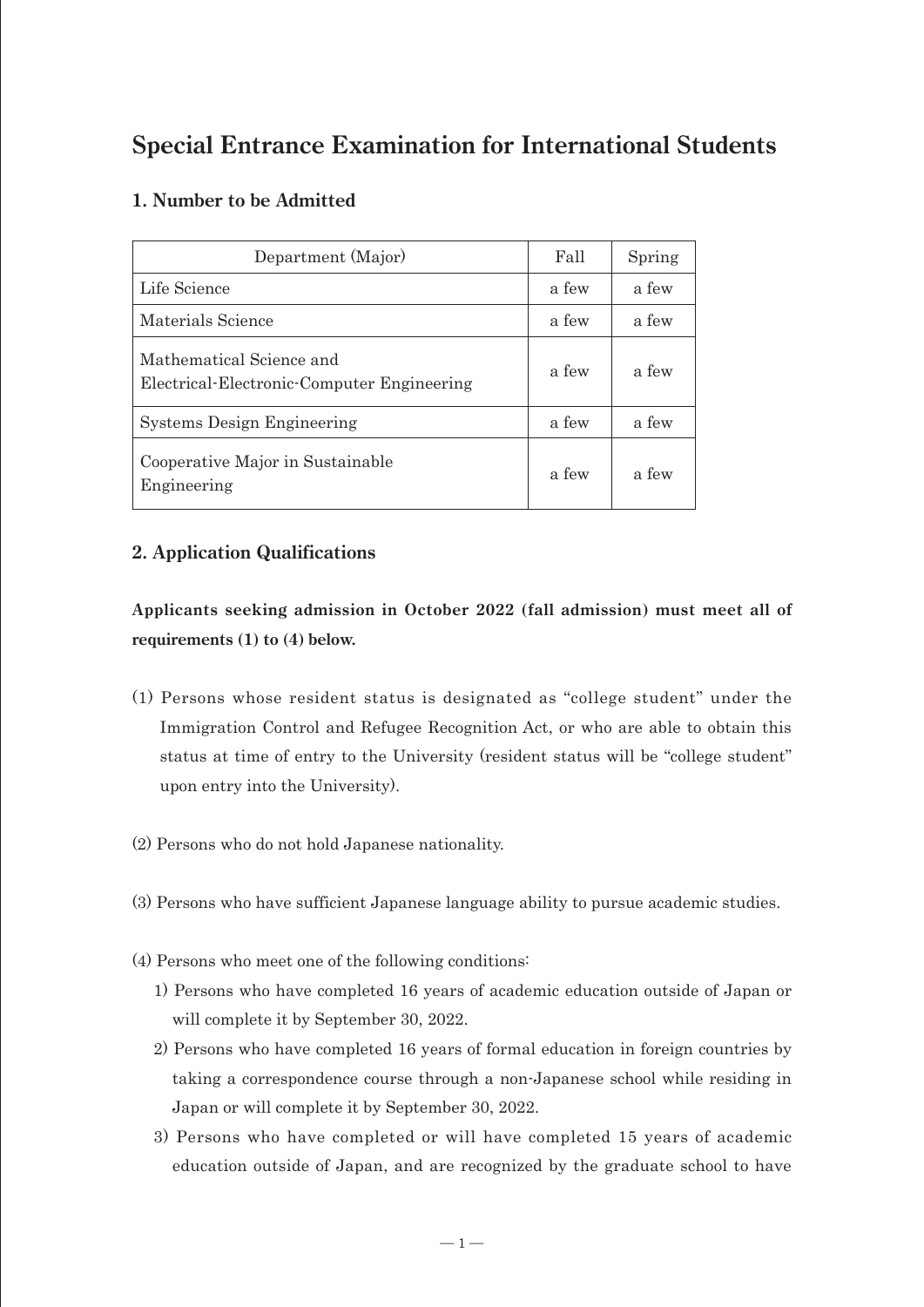# Special Entrance Examination for International Students

## 1. Number to be Admitted

| Department (Major) | Fall | Spring |
|---|---|---|
| Life Science | a few | a few |
| Materials Science | a few | a few |
| Mathematical Science and Electrical-Electronic-Computer Engineering | a few | a few |
| Systems Design Engineering | a few | a few |
| Cooperative Major in Sustainable Engineering | a few | a few |

## 2. Application Qualifications

**Applicants seeking admission in October 2022 (fall admission) must meet all of requirements (1) to (4) below.**

(1) Persons whose resident status is designated as "college student" under the Immigration Control and Refugee Recognition Act, or who are able to obtain this status at time of entry to the University (resident status will be "college student" upon entry into the University).

(2) Persons who do not hold Japanese nationality.

(3) Persons who have sufficient Japanese language ability to pursue academic studies.

(4) Persons who meet one of the following conditions:

1) Persons who have completed 16 years of academic education outside of Japan or will complete it by September 30, 2022.

2) Persons who have completed 16 years of formal education in foreign countries by taking a correspondence course through a non-Japanese school while residing in Japan or will complete it by September 30, 2022.

3) Persons who have completed or will have completed 15 years of academic education outside of Japan, and are recognized by the graduate school to have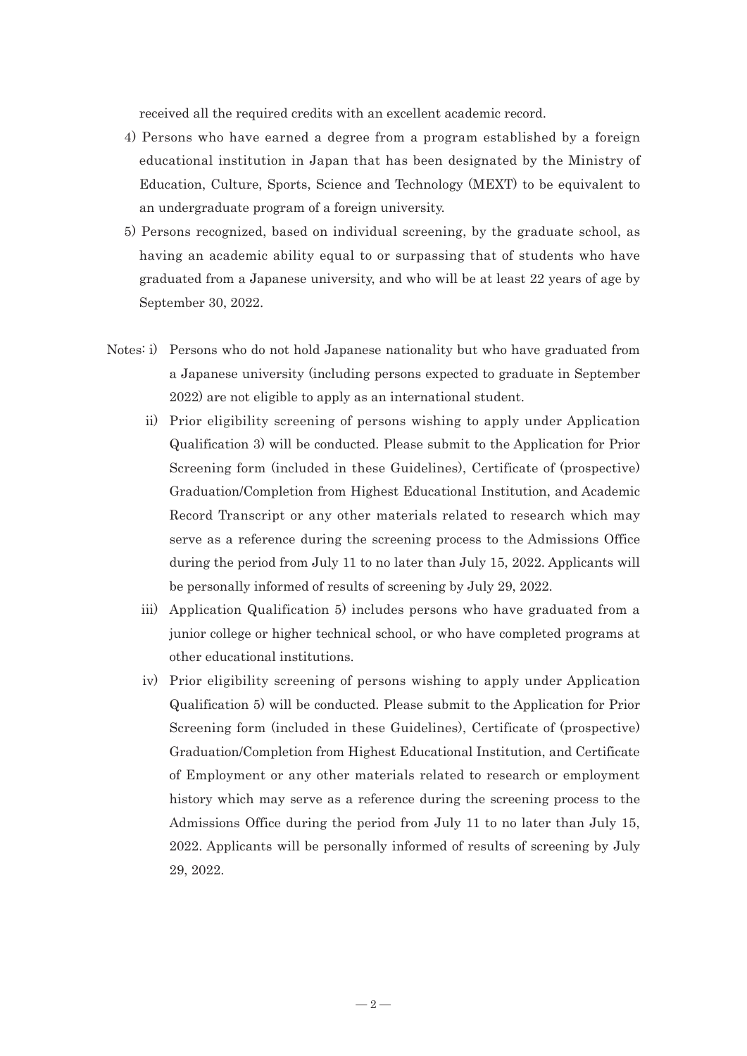received all the required credits with an excellent academic record.

4) Persons who have earned a degree from a program established by a foreign educational institution in Japan that has been designated by the Ministry of Education, Culture, Sports, Science and Technology (MEXT) to be equivalent to an undergraduate program of a foreign university.

5) Persons recognized, based on individual screening, by the graduate school, as having an academic ability equal to or surpassing that of students who have graduated from a Japanese university, and who will be at least 22 years of age by September 30, 2022.

Notes:

i) Persons who do not hold Japanese nationality but who have graduated from a Japanese university (including persons expected to graduate in September 2022) are not eligible to apply as an international student.

ii) Prior eligibility screening of persons wishing to apply under Application Qualification 3) will be conducted. Please submit to the Application for Prior Screening form (included in these Guidelines), Certificate of (prospective) Graduation/Completion from Highest Educational Institution, and Academic Record Transcript or any other materials related to research which may serve as a reference during the screening process to the Admissions Office during the period from July 11 to no later than July 15, 2022. Applicants will be personally informed of results of screening by July 29, 2022.

iii) Application Qualification 5) includes persons who have graduated from a junior college or higher technical school, or who have completed programs at other educational institutions.

iv) Prior eligibility screening of persons wishing to apply under Application Qualification 5) will be conducted. Please submit to the Application for Prior Screening form (included in these Guidelines), Certificate of (prospective) Graduation/Completion from Highest Educational Institution, and Certificate of Employment or any other materials related to research or employment history which may serve as a reference during the screening process to the Admissions Office during the period from July 11 to no later than July 15, 2022. Applicants will be personally informed of results of screening by July 29, 2022.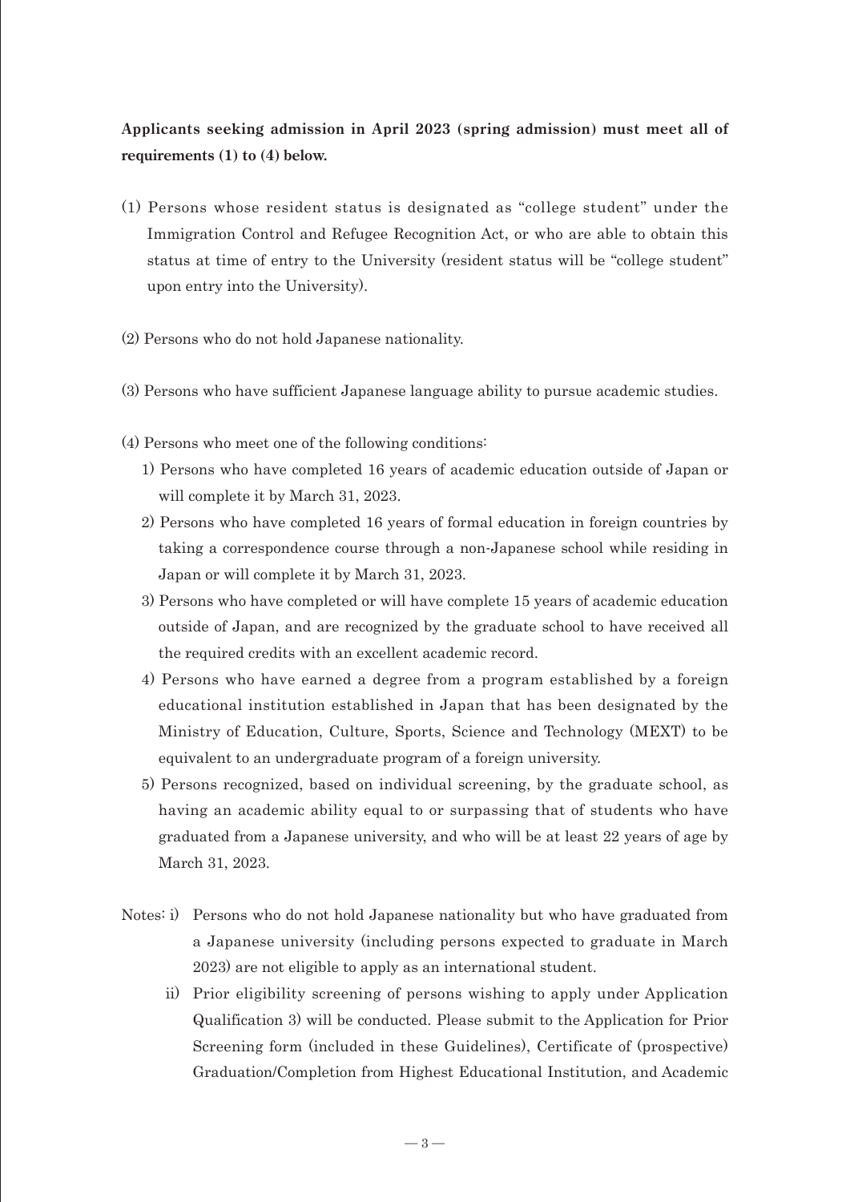**Applicants seeking admission in April 2023 (spring admission) must meet all of requirements (1) to (4) below.**

(1) Persons whose resident status is designated as “college student” under the Immigration Control and Refugee Recognition Act, or who are able to obtain this status at time of entry to the University (resident status will be “college student” upon entry into the University).

(2) Persons who do not hold Japanese nationality.

(3) Persons who have sufficient Japanese language ability to pursue academic studies.

(4) Persons who meet one of the following conditions:

1) Persons who have completed 16 years of academic education outside of Japan or will complete it by March 31, 2023.

2) Persons who have completed 16 years of formal education in foreign countries by taking a correspondence course through a non-Japanese school while residing in Japan or will complete it by March 31, 2023.

3) Persons who have completed or will have complete 15 years of academic education outside of Japan, and are recognized by the graduate school to have received all the required credits with an excellent academic record.

4) Persons who have earned a degree from a program established by a foreign educational institution established in Japan that has been designated by the Ministry of Education, Culture, Sports, Science and Technology (MEXT) to be equivalent to an undergraduate program of a foreign university.

5) Persons recognized, based on individual screening, by the graduate school, as having an academic ability equal to or surpassing that of students who have graduated from a Japanese university, and who will be at least 22 years of age by March 31, 2023.

Notes: i) Persons who do not hold Japanese nationality but who have graduated from a Japanese university (including persons expected to graduate in March 2023) are not eligible to apply as an international student.

ii) Prior eligibility screening of persons wishing to apply under Application Qualification 3) will be conducted. Please submit to the Application for Prior Screening form (included in these Guidelines), Certificate of (prospective) Graduation/Completion from Highest Educational Institution, and Academic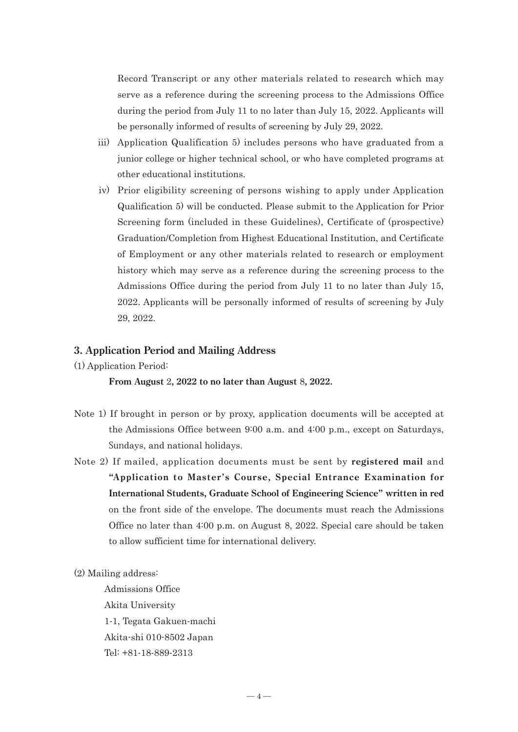Record Transcript or any other materials related to research which may serve as a reference during the screening process to the Admissions Office during the period from July 11 to no later than July 15, 2022. Applicants will be personally informed of results of screening by July 29, 2022.

iii) Application Qualification 5) includes persons who have graduated from a junior college or higher technical school, or who have completed programs at other educational institutions.

iv) Prior eligibility screening of persons wishing to apply under Application Qualification 5) will be conducted. Please submit to the Application for Prior Screening form (included in these Guidelines), Certificate of (prospective) Graduation/Completion from Highest Educational Institution, and Certificate of Employment or any other materials related to research or employment history which may serve as a reference during the screening process to the Admissions Office during the period from July 11 to no later than July 15, 2022. Applicants will be personally informed of results of screening by July 29, 2022.

## 3. Application Period and Mailing Address

(1) Application Period:

**From August 2, 2022 to no later than August 8, 2022.**

Note 1) If brought in person or by proxy, application documents will be accepted at the Admissions Office between 9:00 a.m. and 4:00 p.m., except on Saturdays, Sundays, and national holidays.

Note 2) If mailed, application documents must be sent by **registered mail** and **"Application to Master's Course, Special Entrance Examination for International Students, Graduate School of Engineering Science" written in red** on the front side of the envelope. The documents must reach the Admissions Office no later than 4:00 p.m. on August 8, 2022. Special care should be taken to allow sufficient time for international delivery.

(2) Mailing address:

Admissions Office
Akita University
1-1, Tegata Gakuen-machi
Akita-shi 010-8502 Japan
Tel: +81-18-889-2313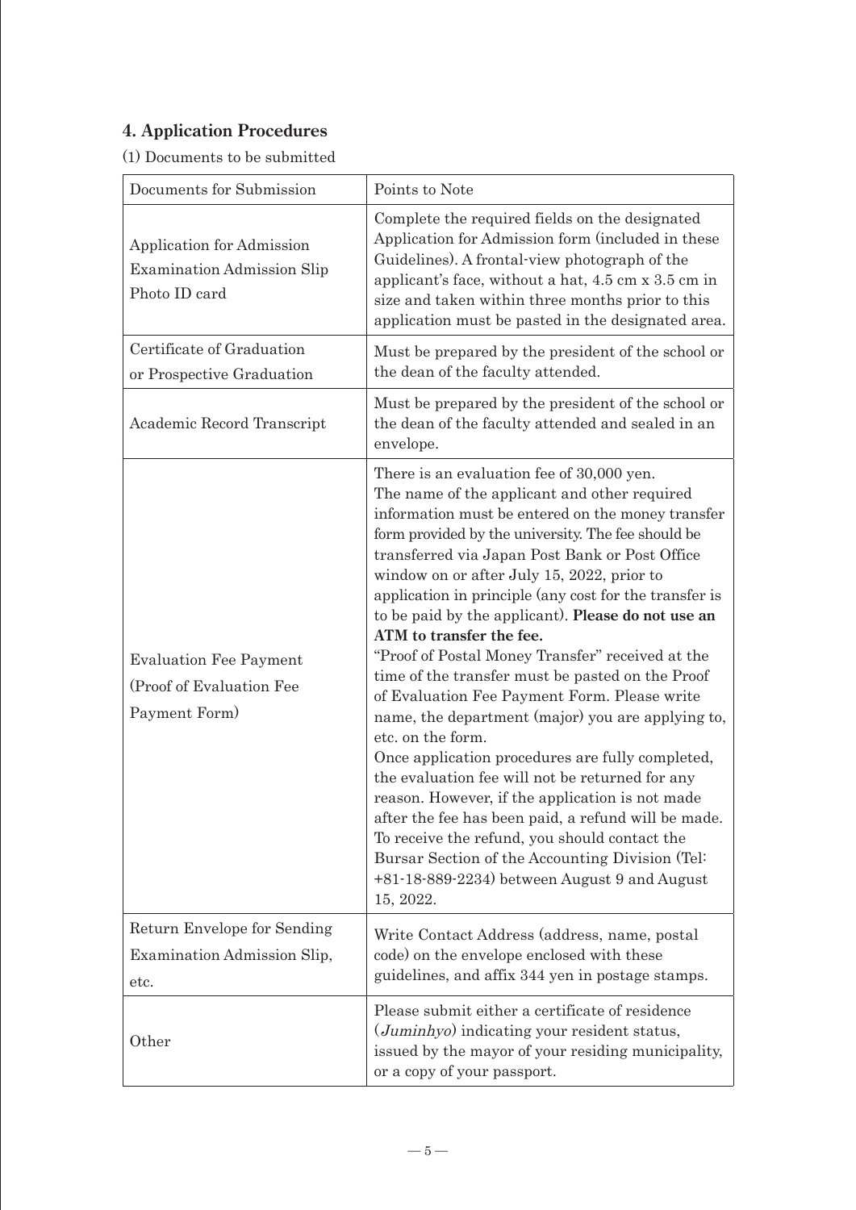## 4. Application Procedures

(1) Documents to be submitted

| Documents for Submission | Points to Note |
|---|---|
| Application for Admission<br>Examination Admission Slip<br>Photo ID card | Complete the required fields on the designated Application for Admission form (included in these Guidelines). A frontal-view photograph of the applicant's face, without a hat, 4.5 cm x 3.5 cm in size and taken within three months prior to this application must be pasted in the designated area. |
| Certificate of Graduation or Prospective Graduation | Must be prepared by the president of the school or the dean of the faculty attended. |
| Academic Record Transcript | Must be prepared by the president of the school or the dean of the faculty attended and sealed in an envelope. |
| Evaluation Fee Payment (Proof of Evaluation Fee Payment Form) | There is an evaluation fee of 30,000 yen.<br>The name of the applicant and other required information must be entered on the money transfer form provided by the university. The fee should be transferred via Japan Post Bank or Post Office window on or after July 15, 2022, prior to application in principle (any cost for the transfer is to be paid by the applicant). **Please do not use an ATM to transfer the fee.**<br>"Proof of Postal Money Transfer" received at the time of the transfer must be pasted on the Proof of Evaluation Fee Payment Form. Please write name, the department (major) you are applying to, etc. on the form.<br>Once application procedures are fully completed, the evaluation fee will not be returned for any reason. However, if the application is not made after the fee has been paid, a refund will be made. To receive the refund, you should contact the Bursar Section of the Accounting Division (Tel: +81-18-889-2234) between August 9 and August 15, 2022. |
| Return Envelope for Sending Examination Admission Slip, etc. | Write Contact Address (address, name, postal code) on the envelope enclosed with these guidelines, and affix 344 yen in postage stamps. |
| Other | Please submit either a certificate of residence (*Juminhyo*) indicating your resident status, issued by the mayor of your residing municipality, or a copy of your passport. |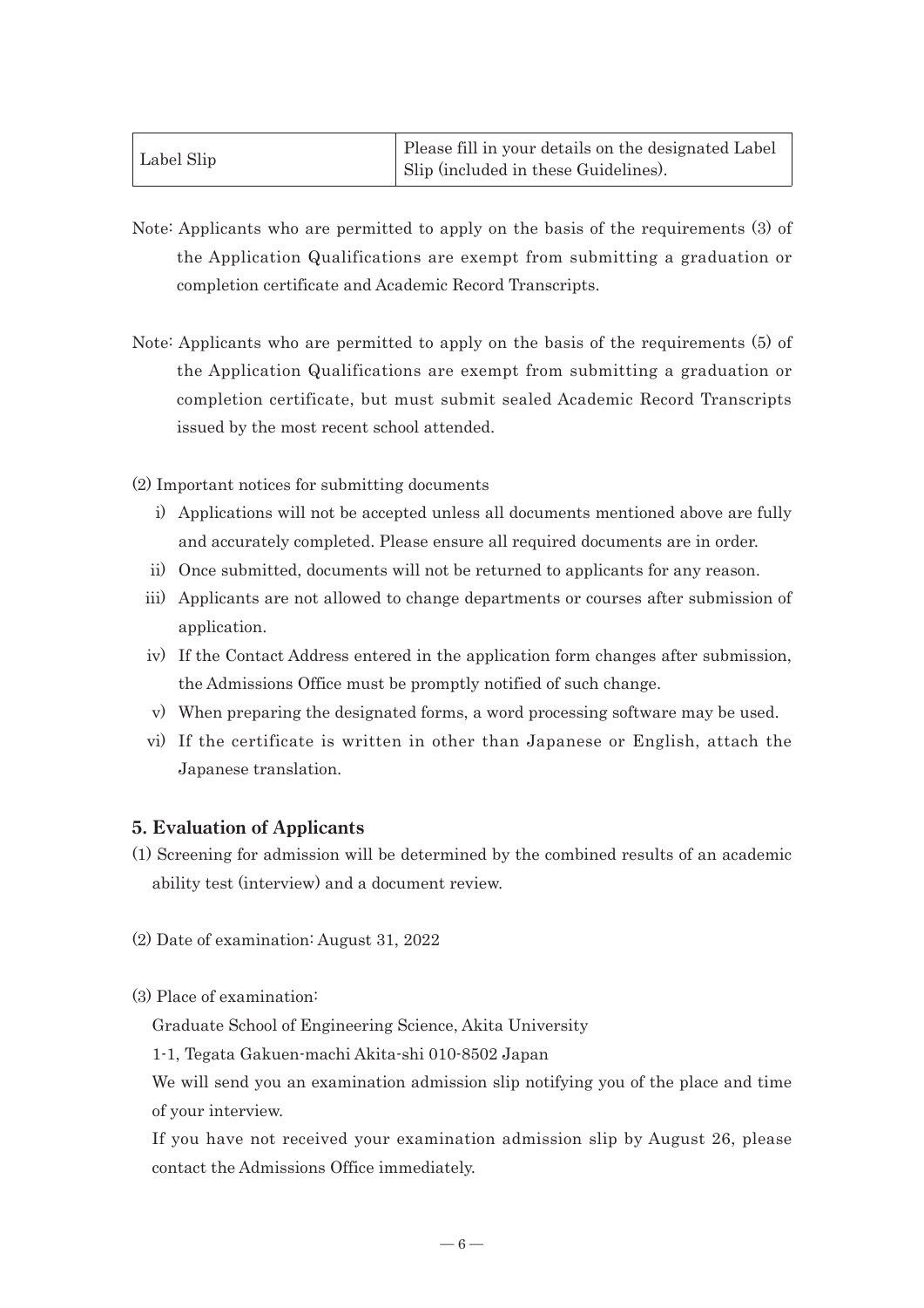| Label Slip | Please fill in your details on the designated Label Slip (included in these Guidelines). |
|---|---|

Note: Applicants who are permitted to apply on the basis of the requirements (3) of the Application Qualifications are exempt from submitting a graduation or completion certificate and Academic Record Transcripts.

Note: Applicants who are permitted to apply on the basis of the requirements (5) of the Application Qualifications are exempt from submitting a graduation or completion certificate, but must submit sealed Academic Record Transcripts issued by the most recent school attended.

(2) Important notices for submitting documents

i) Applications will not be accepted unless all documents mentioned above are fully and accurately completed. Please ensure all required documents are in order.

ii) Once submitted, documents will not be returned to applicants for any reason.

iii) Applicants are not allowed to change departments or courses after submission of application.

iv) If the Contact Address entered in the application form changes after submission, the Admissions Office must be promptly notified of such change.

v) When preparing the designated forms, a word processing software may be used.

vi) If the certificate is written in other than Japanese or English, attach the Japanese translation.

## 5. Evaluation of Applicants

(1) Screening for admission will be determined by the combined results of an academic ability test (interview) and a document review.

(2) Date of examination: August 31, 2022

(3) Place of examination:

Graduate School of Engineering Science, Akita University

1-1, Tegata Gakuen-machi Akita-shi 010-8502 Japan

We will send you an examination admission slip notifying you of the place and time of your interview.

If you have not received your examination admission slip by August 26, please contact the Admissions Office immediately.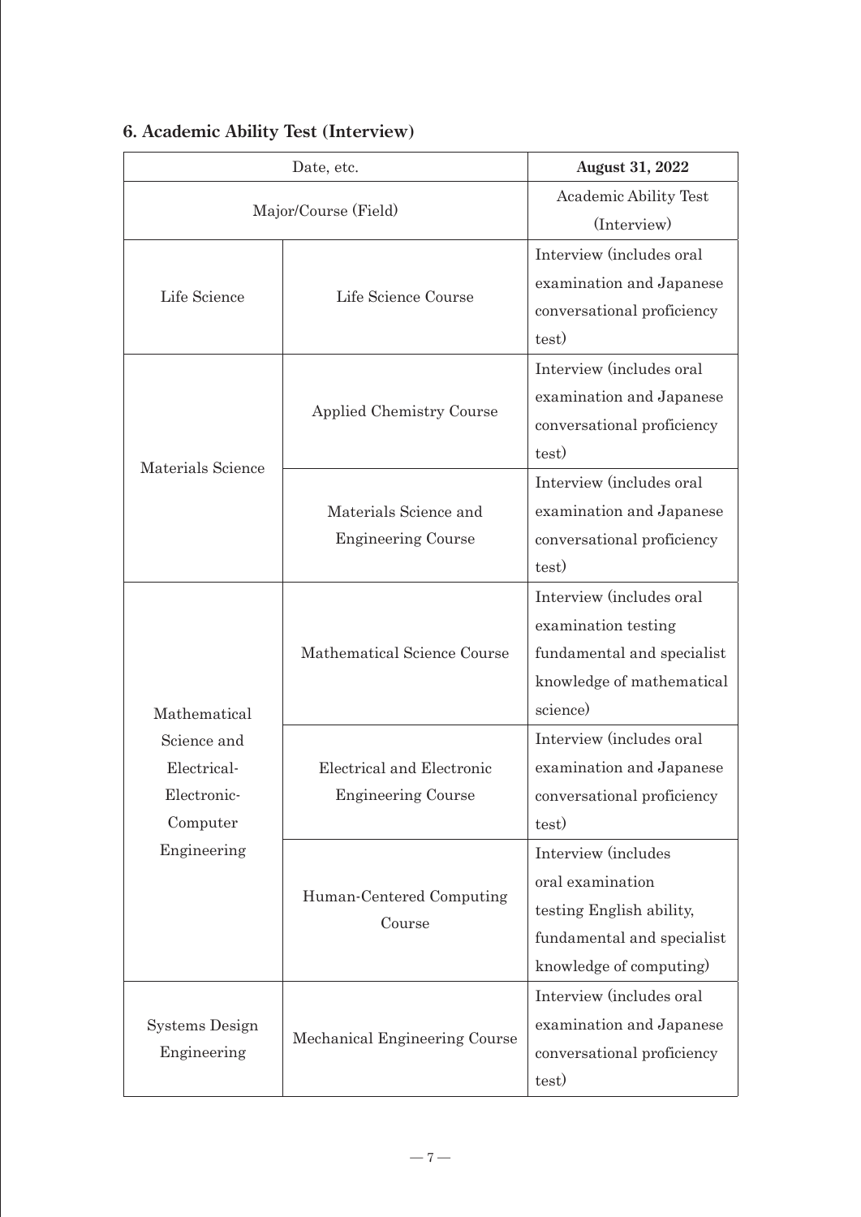## 6. Academic Ability Test (Interview)

| Date, etc. | | **August 31, 2022** |
|---|---|---|
| Major/Course (Field) | | Academic Ability Test (Interview) |
| Life Science | Life Science Course | Interview (includes oral examination and Japanese conversational proficiency test) |
| Materials Science | Applied Chemistry Course | Interview (includes oral examination and Japanese conversational proficiency test) |
| | Materials Science and Engineering Course | Interview (includes oral examination and Japanese conversational proficiency test) |
| Mathematical Science and Electrical-Electronic-Computer Engineering | Mathematical Science Course | Interview (includes oral examination testing fundamental and specialist knowledge of mathematical science) |
| | Electrical and Electronic Engineering Course | Interview (includes oral examination and Japanese conversational proficiency test) |
| | Human-Centered Computing Course | Interview (includes oral examination testing English ability, fundamental and specialist knowledge of computing) |
| Systems Design Engineering | Mechanical Engineering Course | Interview (includes oral examination and Japanese conversational proficiency test) |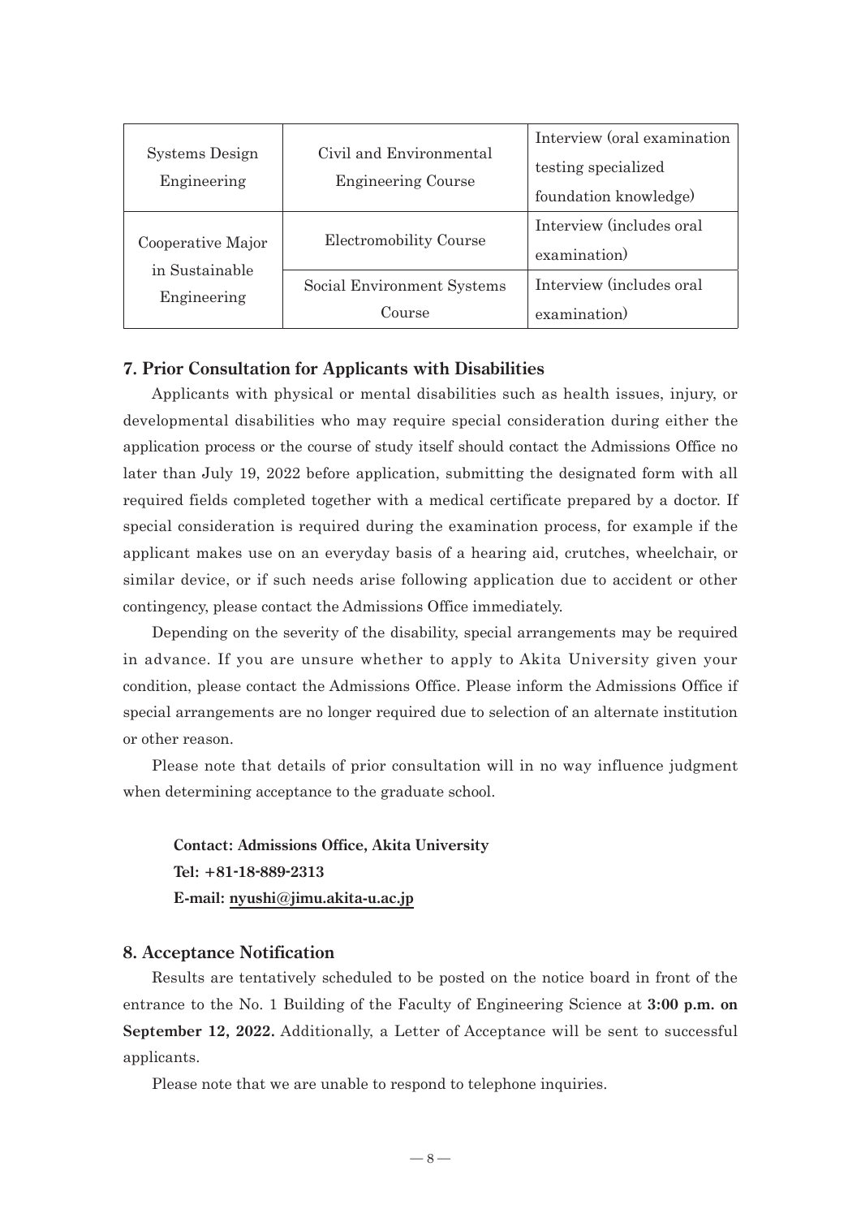| Systems Design Engineering | Civil and Environmental Engineering Course | Interview (oral examination testing specialized foundation knowledge) |
|---|---|---|
| Cooperative Major in Sustainable Engineering | Electromobility Course | Interview (includes oral examination) |
| | Social Environment Systems Course | Interview (includes oral examination) |

## 7. Prior Consultation for Applicants with Disabilities

Applicants with physical or mental disabilities such as health issues, injury, or developmental disabilities who may require special consideration during either the application process or the course of study itself should contact the Admissions Office no later than July 19, 2022 before application, submitting the designated form with all required fields completed together with a medical certificate prepared by a doctor. If special consideration is required during the examination process, for example if the applicant makes use on an everyday basis of a hearing aid, crutches, wheelchair, or similar device, or if such needs arise following application due to accident or other contingency, please contact the Admissions Office immediately.

Depending on the severity of the disability, special arrangements may be required in advance. If you are unsure whether to apply to Akita University given your condition, please contact the Admissions Office. Please inform the Admissions Office if special arrangements are no longer required due to selection of an alternate institution or other reason.

Please note that details of prior consultation will in no way influence judgment when determining acceptance to the graduate school.

**Contact: Admissions Office, Akita University**
**Tel: +81-18-889-2313**
**E-mail: nyushi@jimu.akita-u.ac.jp**

## 8. Acceptance Notification

Results are tentatively scheduled to be posted on the notice board in front of the entrance to the No. 1 Building of the Faculty of Engineering Science at **3:00 p.m. on September 12, 2022.** Additionally, a Letter of Acceptance will be sent to successful applicants.

Please note that we are unable to respond to telephone inquiries.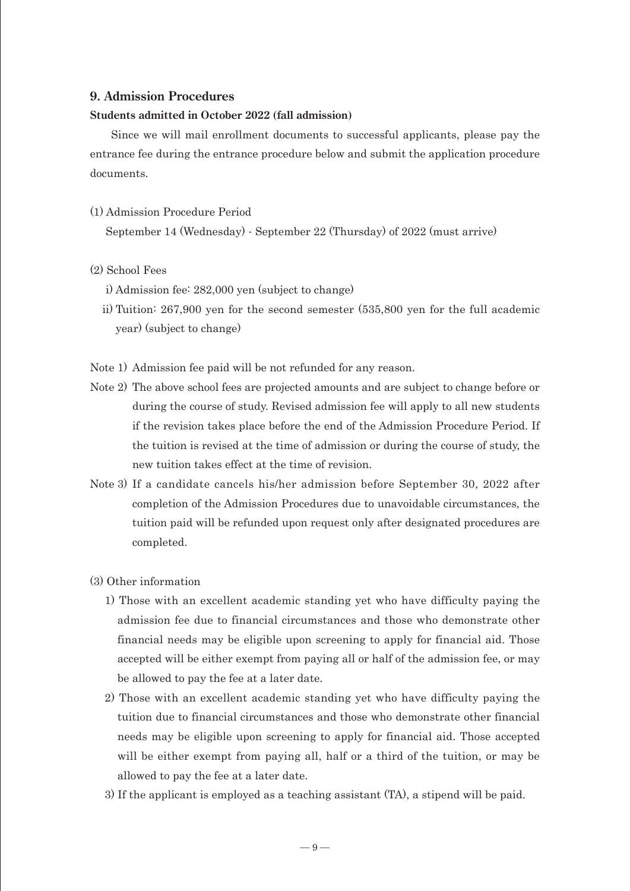## 9. Admission Procedures

**Students admitted in October 2022 (fall admission)**

Since we will mail enrollment documents to successful applicants, please pay the entrance fee during the entrance procedure below and submit the application procedure documents.

(1) Admission Procedure Period

September 14 (Wednesday) - September 22 (Thursday) of 2022 (must arrive)

(2) School Fees

i) Admission fee: 282,000 yen (subject to change)

ii) Tuition: 267,900 yen for the second semester (535,800 yen for the full academic year) (subject to change)

Note 1) Admission fee paid will be not refunded for any reason.

Note 2) The above school fees are projected amounts and are subject to change before or during the course of study. Revised admission fee will apply to all new students if the revision takes place before the end of the Admission Procedure Period. If the tuition is revised at the time of admission or during the course of study, the new tuition takes effect at the time of revision.

Note 3) If a candidate cancels his/her admission before September 30, 2022 after completion of the Admission Procedures due to unavoidable circumstances, the tuition paid will be refunded upon request only after designated procedures are completed.

(3) Other information

1) Those with an excellent academic standing yet who have difficulty paying the admission fee due to financial circumstances and those who demonstrate other financial needs may be eligible upon screening to apply for financial aid. Those accepted will be either exempt from paying all or half of the admission fee, or may be allowed to pay the fee at a later date.

2) Those with an excellent academic standing yet who have difficulty paying the tuition due to financial circumstances and those who demonstrate other financial needs may be eligible upon screening to apply for financial aid. Those accepted will be either exempt from paying all, half or a third of the tuition, or may be allowed to pay the fee at a later date.

3) If the applicant is employed as a teaching assistant (TA), a stipend will be paid.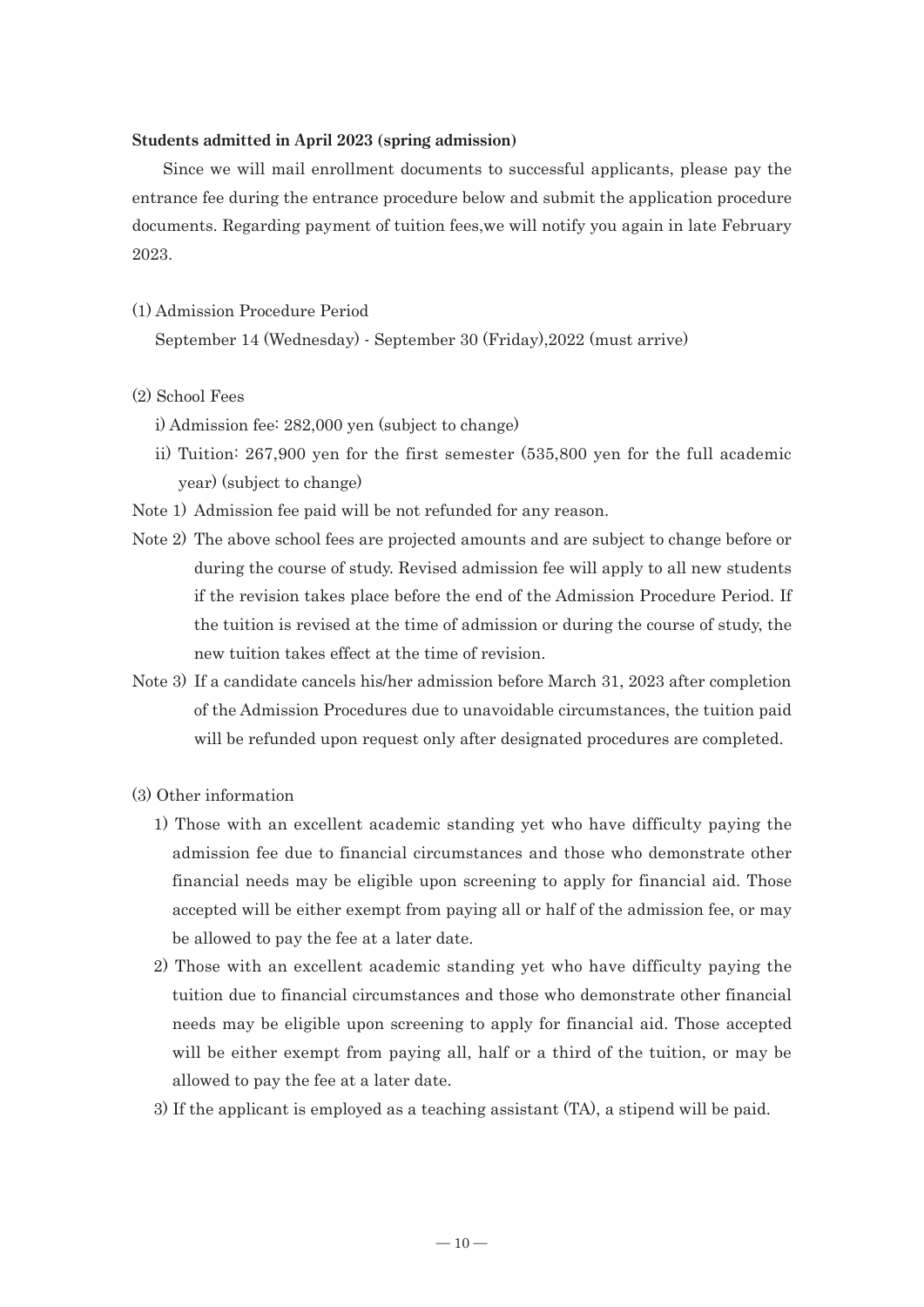**Students admitted in April 2023 (spring admission)**

Since we will mail enrollment documents to successful applicants, please pay the entrance fee during the entrance procedure below and submit the application procedure documents. Regarding payment of tuition fees,we will notify you again in late February 2023.

(1) Admission Procedure Period

September 14 (Wednesday) - September 30 (Friday),2022 (must arrive)

(2) School Fees

i) Admission fee: 282,000 yen (subject to change)

ii) Tuition: 267,900 yen for the first semester (535,800 yen for the full academic year) (subject to change)

Note 1) Admission fee paid will be not refunded for any reason.

Note 2) The above school fees are projected amounts and are subject to change before or during the course of study. Revised admission fee will apply to all new students if the revision takes place before the end of the Admission Procedure Period. If the tuition is revised at the time of admission or during the course of study, the new tuition takes effect at the time of revision.

Note 3) If a candidate cancels his/her admission before March 31, 2023 after completion of the Admission Procedures due to unavoidable circumstances, the tuition paid will be refunded upon request only after designated procedures are completed.

(3) Other information

1) Those with an excellent academic standing yet who have difficulty paying the admission fee due to financial circumstances and those who demonstrate other financial needs may be eligible upon screening to apply for financial aid. Those accepted will be either exempt from paying all or half of the admission fee, or may be allowed to pay the fee at a later date.

2) Those with an excellent academic standing yet who have difficulty paying the tuition due to financial circumstances and those who demonstrate other financial needs may be eligible upon screening to apply for financial aid. Those accepted will be either exempt from paying all, half or a third of the tuition, or may be allowed to pay the fee at a later date.

3) If the applicant is employed as a teaching assistant (TA), a stipend will be paid.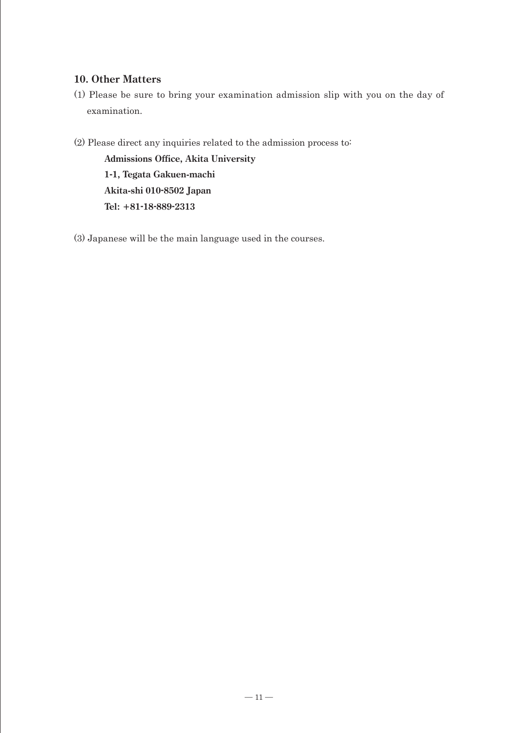## 10. Other Matters

(1) Please be sure to bring your examination admission slip with you on the day of examination.

(2) Please direct any inquiries related to the admission process to:

**Admissions Office, Akita University**
**1-1, Tegata Gakuen-machi**
**Akita-shi 010-8502 Japan**
**Tel: +81-18-889-2313**

(3) Japanese will be the main language used in the courses.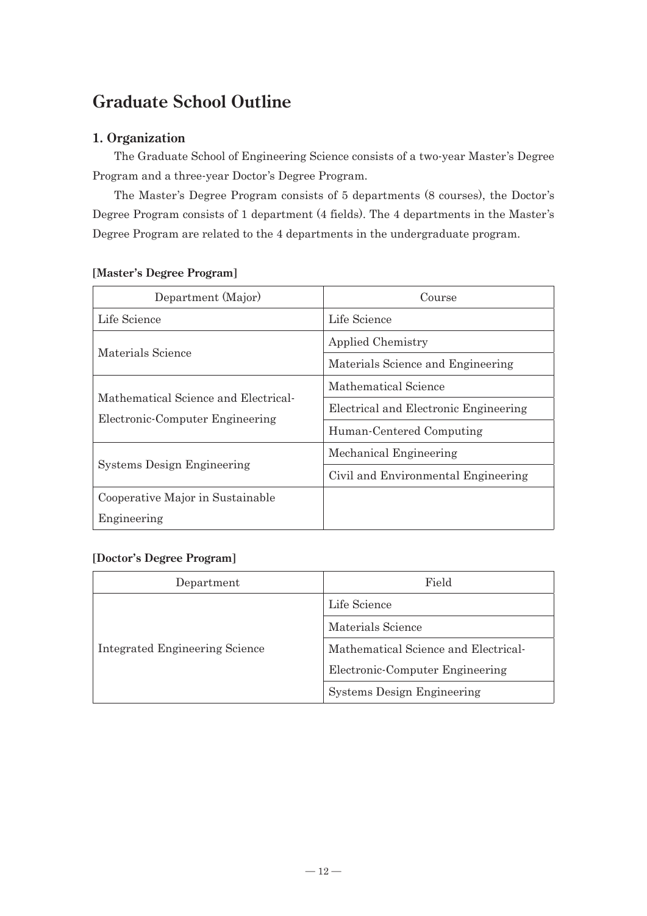# Graduate School Outline

## 1. Organization

The Graduate School of Engineering Science consists of a two-year Master's Degree Program and a three-year Doctor's Degree Program.

The Master's Degree Program consists of 5 departments (8 courses), the Doctor's Degree Program consists of 1 department (4 fields). The 4 departments in the Master's Degree Program are related to the 4 departments in the undergraduate program.

**[Master's Degree Program]**

| Department (Major) | Course |
|---|---|
| Life Science | Life Science |
| Materials Science | Applied Chemistry |
| | Materials Science and Engineering |
| Mathematical Science and Electrical-Electronic-Computer Engineering | Mathematical Science |
| | Electrical and Electronic Engineering |
| | Human-Centered Computing |
| Systems Design Engineering | Mechanical Engineering |
| | Civil and Environmental Engineering |
| Cooperative Major in Sustainable Engineering | |

**[Doctor's Degree Program]**

| Department | Field |
|---|---|
| Integrated Engineering Science | Life Science |
| | Materials Science |
| | Mathematical Science and Electrical-Electronic-Computer Engineering |
| | Systems Design Engineering |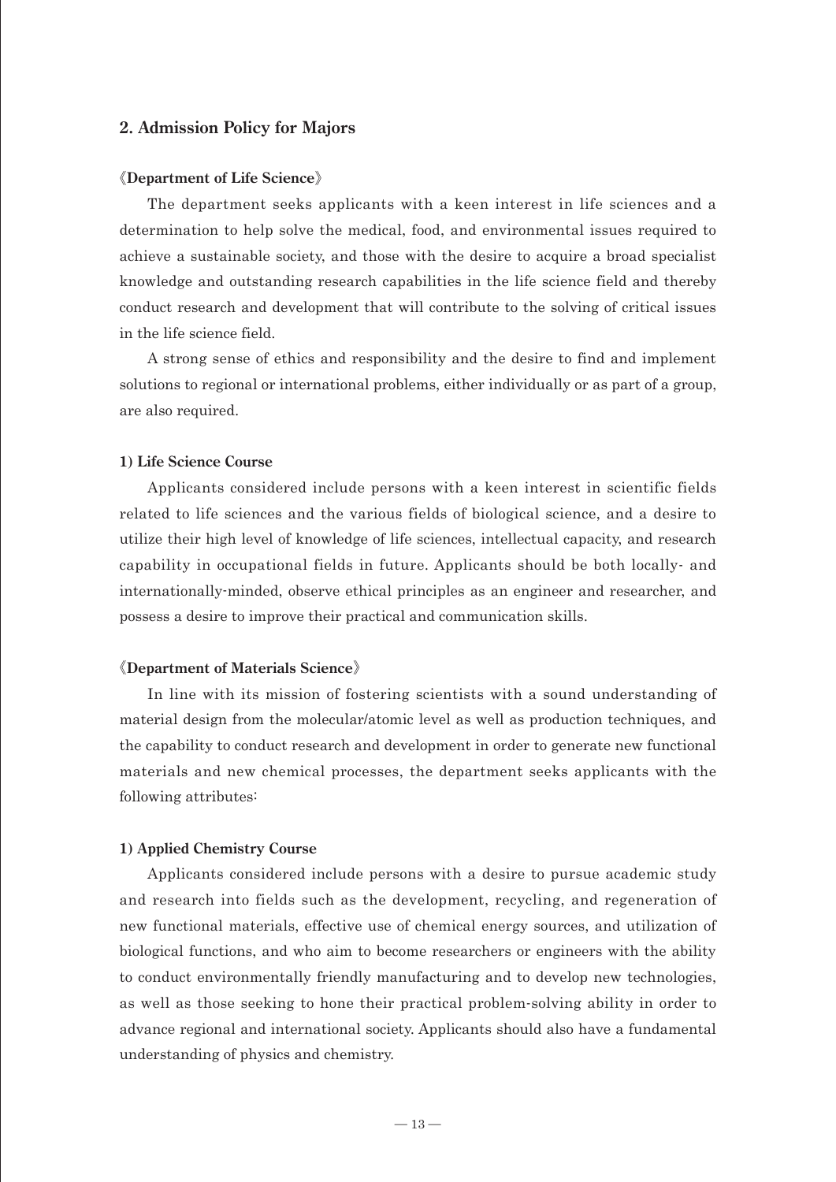## 2. Admission Policy for Majors

**《Department of Life Science》**

The department seeks applicants with a keen interest in life sciences and a determination to help solve the medical, food, and environmental issues required to achieve a sustainable society, and those with the desire to acquire a broad specialist knowledge and outstanding research capabilities in the life science field and thereby conduct research and development that will contribute to the solving of critical issues in the life science field.

A strong sense of ethics and responsibility and the desire to find and implement solutions to regional or international problems, either individually or as part of a group, are also required.

**1) Life Science Course**

Applicants considered include persons with a keen interest in scientific fields related to life sciences and the various fields of biological science, and a desire to utilize their high level of knowledge of life sciences, intellectual capacity, and research capability in occupational fields in future. Applicants should be both locally- and internationally-minded, observe ethical principles as an engineer and researcher, and possess a desire to improve their practical and communication skills.

**《Department of Materials Science》**

In line with its mission of fostering scientists with a sound understanding of material design from the molecular/atomic level as well as production techniques, and the capability to conduct research and development in order to generate new functional materials and new chemical processes, the department seeks applicants with the following attributes:

**1) Applied Chemistry Course**

Applicants considered include persons with a desire to pursue academic study and research into fields such as the development, recycling, and regeneration of new functional materials, effective use of chemical energy sources, and utilization of biological functions, and who aim to become researchers or engineers with the ability to conduct environmentally friendly manufacturing and to develop new technologies, as well as those seeking to hone their practical problem-solving ability in order to advance regional and international society. Applicants should also have a fundamental understanding of physics and chemistry.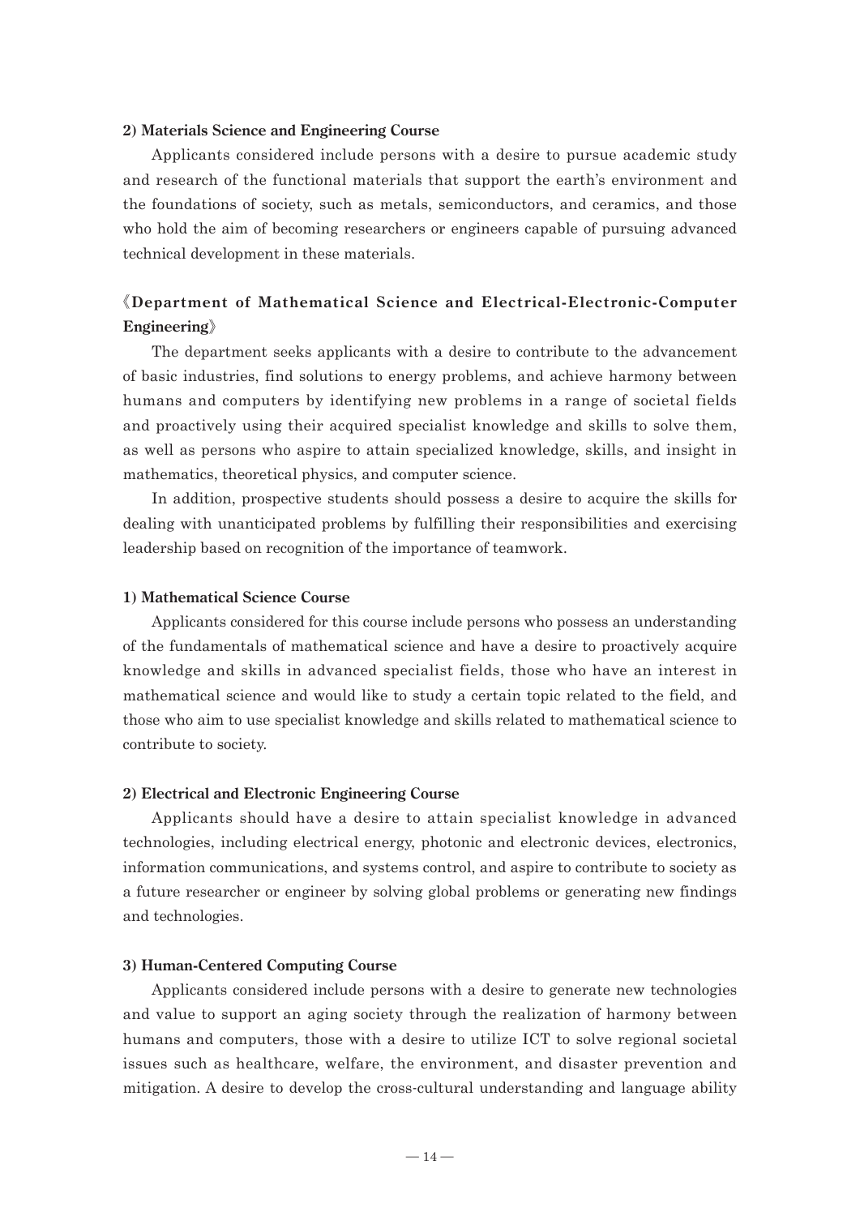#### 2) Materials Science and Engineering Course

Applicants considered include persons with a desire to pursue academic study and research of the functional materials that support the earth's environment and the foundations of society, such as metals, semiconductors, and ceramics, and those who hold the aim of becoming researchers or engineers capable of pursuing advanced technical development in these materials.

### 《Department of Mathematical Science and Electrical-Electronic-Computer Engineering》

The department seeks applicants with a desire to contribute to the advancement of basic industries, find solutions to energy problems, and achieve harmony between humans and computers by identifying new problems in a range of societal fields and proactively using their acquired specialist knowledge and skills to solve them, as well as persons who aspire to attain specialized knowledge, skills, and insight in mathematics, theoretical physics, and computer science.

In addition, prospective students should possess a desire to acquire the skills for dealing with unanticipated problems by fulfilling their responsibilities and exercising leadership based on recognition of the importance of teamwork.

#### 1) Mathematical Science Course

Applicants considered for this course include persons who possess an understanding of the fundamentals of mathematical science and have a desire to proactively acquire knowledge and skills in advanced specialist fields, those who have an interest in mathematical science and would like to study a certain topic related to the field, and those who aim to use specialist knowledge and skills related to mathematical science to contribute to society.

#### 2) Electrical and Electronic Engineering Course

Applicants should have a desire to attain specialist knowledge in advanced technologies, including electrical energy, photonic and electronic devices, electronics, information communications, and systems control, and aspire to contribute to society as a future researcher or engineer by solving global problems or generating new findings and technologies.

#### 3) Human-Centered Computing Course

Applicants considered include persons with a desire to generate new technologies and value to support an aging society through the realization of harmony between humans and computers, those with a desire to utilize ICT to solve regional societal issues such as healthcare, welfare, the environment, and disaster prevention and mitigation. A desire to develop the cross-cultural understanding and language ability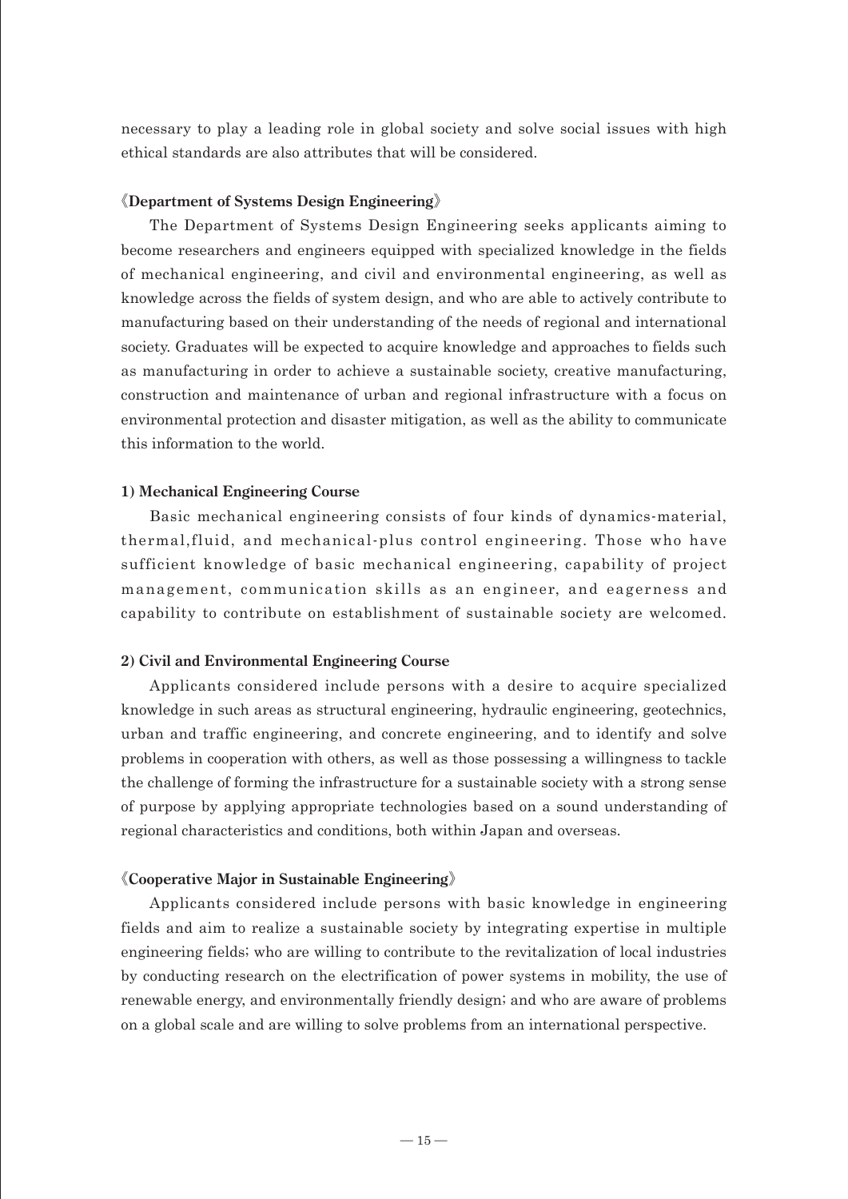necessary to play a leading role in global society and solve social issues with high ethical standards are also attributes that will be considered.

### 《Department of Systems Design Engineering》

The Department of Systems Design Engineering seeks applicants aiming to become researchers and engineers equipped with specialized knowledge in the fields of mechanical engineering, and civil and environmental engineering, as well as knowledge across the fields of system design, and who are able to actively contribute to manufacturing based on their understanding of the needs of regional and international society. Graduates will be expected to acquire knowledge and approaches to fields such as manufacturing in order to achieve a sustainable society, creative manufacturing, construction and maintenance of urban and regional infrastructure with a focus on environmental protection and disaster mitigation, as well as the ability to communicate this information to the world.

#### 1) Mechanical Engineering Course

Basic mechanical engineering consists of four kinds of dynamics-material, thermal,fluid, and mechanical-plus control engineering. Those who have sufficient knowledge of basic mechanical engineering, capability of project management, communication skills as an engineer, and eagerness and capability to contribute on establishment of sustainable society are welcomed.

#### 2) Civil and Environmental Engineering Course

Applicants considered include persons with a desire to acquire specialized knowledge in such areas as structural engineering, hydraulic engineering, geotechnics, urban and traffic engineering, and concrete engineering, and to identify and solve problems in cooperation with others, as well as those possessing a willingness to tackle the challenge of forming the infrastructure for a sustainable society with a strong sense of purpose by applying appropriate technologies based on a sound understanding of regional characteristics and conditions, both within Japan and overseas.

### 《Cooperative Major in Sustainable Engineering》

Applicants considered include persons with basic knowledge in engineering fields and aim to realize a sustainable society by integrating expertise in multiple engineering fields; who are willing to contribute to the revitalization of local industries by conducting research on the electrification of power systems in mobility, the use of renewable energy, and environmentally friendly design; and who are aware of problems on a global scale and are willing to solve problems from an international perspective.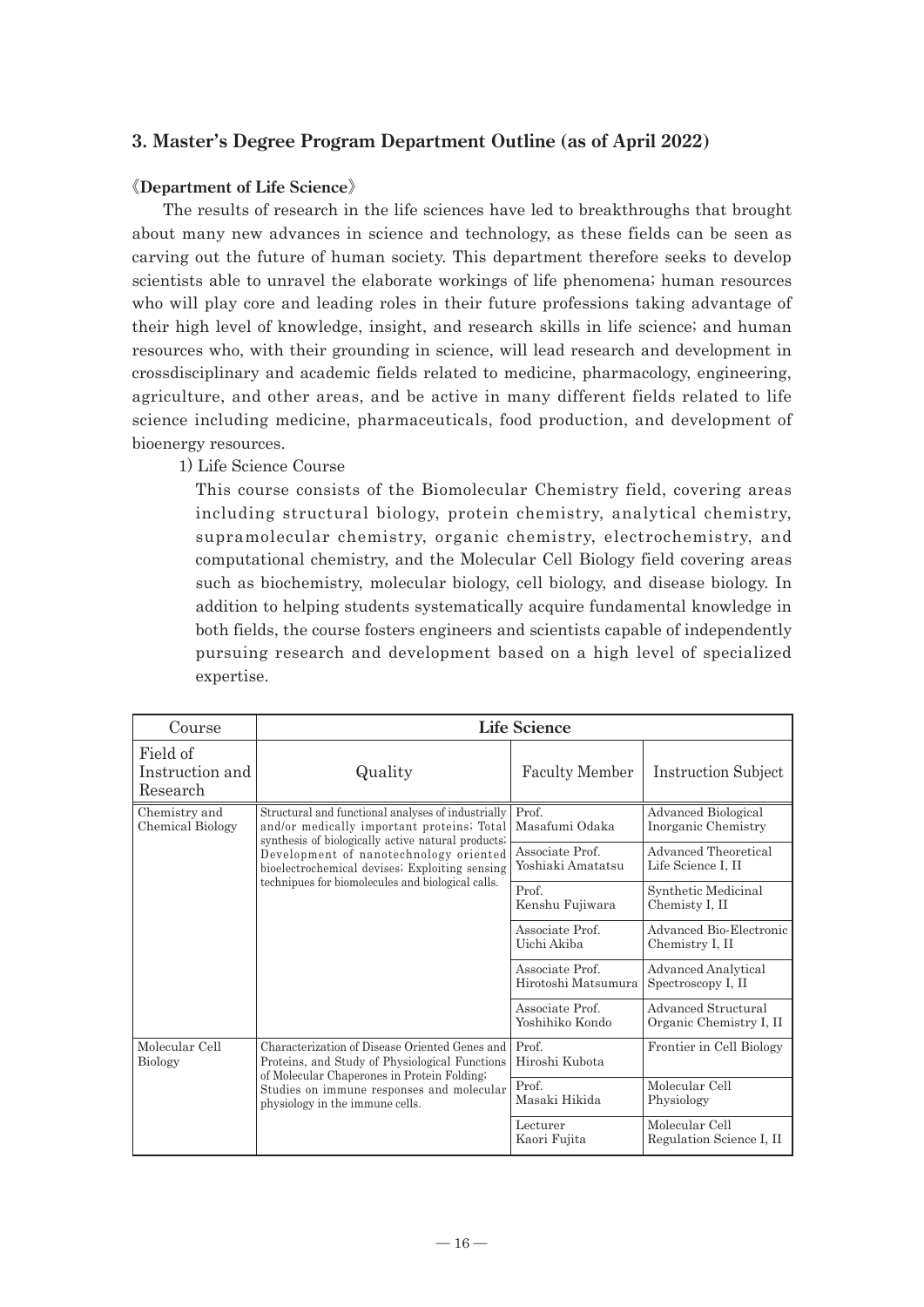## 3. Master's Degree Program Department Outline (as of April 2022)

**《Department of Life Science》**

The results of research in the life sciences have led to breakthroughs that brought about many new advances in science and technology, as these fields can be seen as carving out the future of human society. This department therefore seeks to develop scientists able to unravel the elaborate workings of life phenomena; human resources who will play core and leading roles in their future professions taking advantage of their high level of knowledge, insight, and research skills in life science; and human resources who, with their grounding in science, will lead research and development in crossdisciplinary and academic fields related to medicine, pharmacology, engineering, agriculture, and other areas, and be active in many different fields related to life science including medicine, pharmaceuticals, food production, and development of bioenergy resources.

1) Life Science Course

This course consists of the Biomolecular Chemistry field, covering areas including structural biology, protein chemistry, analytical chemistry, supramolecular chemistry, organic chemistry, electrochemistry, and computational chemistry, and the Molecular Cell Biology field covering areas such as biochemistry, molecular biology, cell biology, and disease biology. In addition to helping students systematically acquire fundamental knowledge in both fields, the course fosters engineers and scientists capable of independently pursuing research and development based on a high level of specialized expertise.

| Course | Life Science | | |
|---|---|---|---|
| Field of Instruction and Research | Quality | Faculty Member | Instruction Subject |
| Chemistry and Chemical Biology | Structural and functional analyses of industrially and/or medically important proteins; Total synthesis of biologically active natural products; Development of nanotechnology oriented bioelectrochemical devises; Exploiting sensing technipues for biomolecules and biological calls. | Prof. Masafumi Odaka | Advanced Biological Inorganic Chemistry |
| | | Associate Prof. Yoshiaki Amatatsu | Advanced Theoretical Life Science I, II |
| | | Prof. Kenshu Fujiwara | Synthetic Medicinal Chemisty I, II |
| | | Associate Prof. Uichi Akiba | Advanced Bio-Electronic Chemistry I, II |
| | | Associate Prof. Hirotoshi Matsumura | Advanced Analytical Spectroscopy I, II |
| | | Associate Prof. Yoshihiko Kondo | Advanced Structural Organic Chemistry I, II |
| Molecular Cell Biology | Characterization of Disease Oriented Genes and Proteins, and Study of Physiological Functions of Molecular Chaperones in Protein Folding; Studies on immune responses and molecular physiology in the immune cells. | Prof. Hiroshi Kubota | Frontier in Cell Biology |
| | | Prof. Masaki Hikida | Molecular Cell Physiology |
| | | Lecturer Kaori Fujita | Molecular Cell Regulation Science I, II |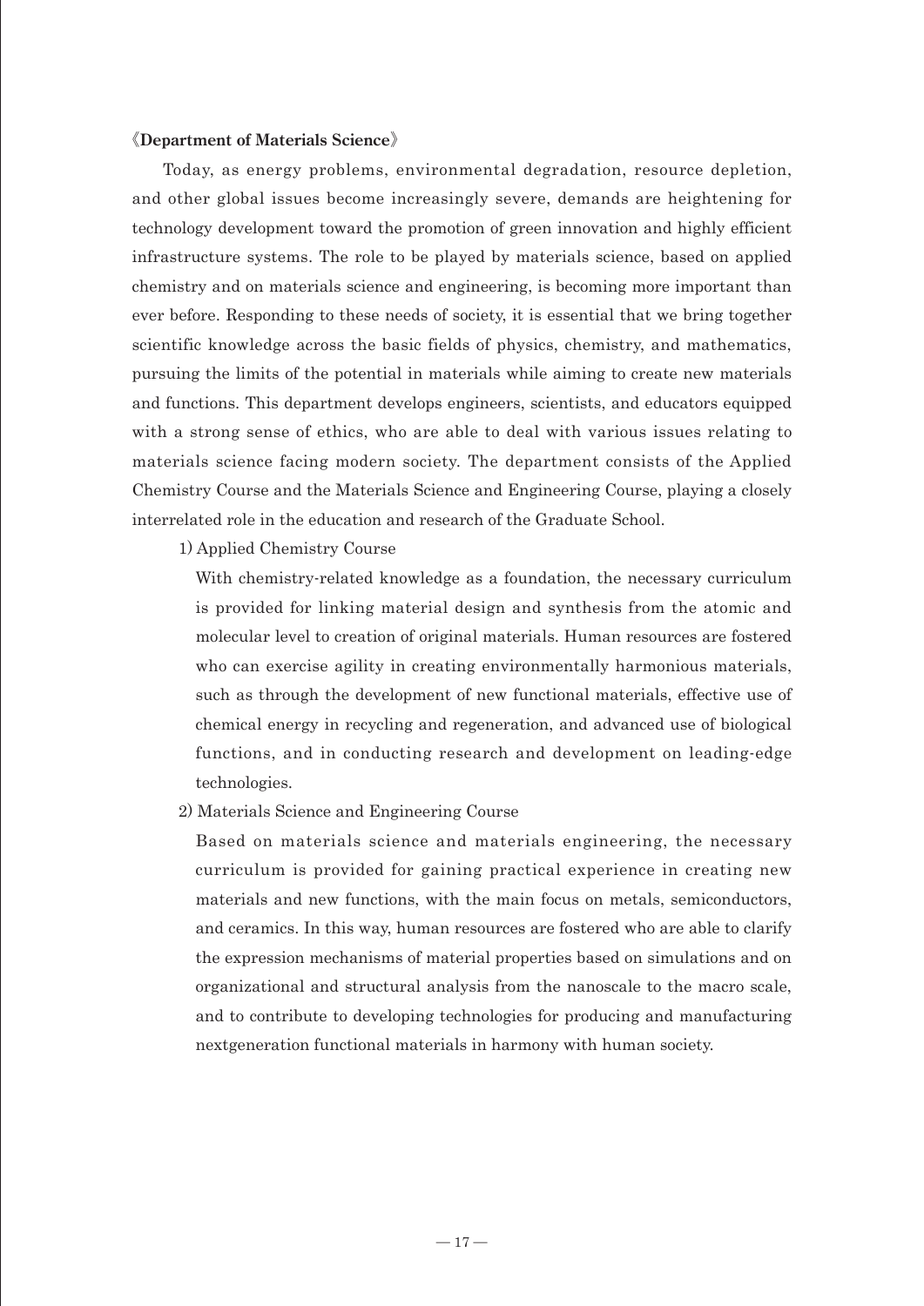**《Department of Materials Science》**

Today, as energy problems, environmental degradation, resource depletion, and other global issues become increasingly severe, demands are heightening for technology development toward the promotion of green innovation and highly efficient infrastructure systems. The role to be played by materials science, based on applied chemistry and on materials science and engineering, is becoming more important than ever before. Responding to these needs of society, it is essential that we bring together scientific knowledge across the basic fields of physics, chemistry, and mathematics, pursuing the limits of the potential in materials while aiming to create new materials and functions. This department develops engineers, scientists, and educators equipped with a strong sense of ethics, who are able to deal with various issues relating to materials science facing modern society. The department consists of the Applied Chemistry Course and the Materials Science and Engineering Course, playing a closely interrelated role in the education and research of the Graduate School.

1) Applied Chemistry Course

With chemistry-related knowledge as a foundation, the necessary curriculum is provided for linking material design and synthesis from the atomic and molecular level to creation of original materials. Human resources are fostered who can exercise agility in creating environmentally harmonious materials, such as through the development of new functional materials, effective use of chemical energy in recycling and regeneration, and advanced use of biological functions, and in conducting research and development on leading-edge technologies.

2) Materials Science and Engineering Course

Based on materials science and materials engineering, the necessary curriculum is provided for gaining practical experience in creating new materials and new functions, with the main focus on metals, semiconductors, and ceramics. In this way, human resources are fostered who are able to clarify the expression mechanisms of material properties based on simulations and on organizational and structural analysis from the nanoscale to the macro scale, and to contribute to developing technologies for producing and manufacturing nextgeneration functional materials in harmony with human society.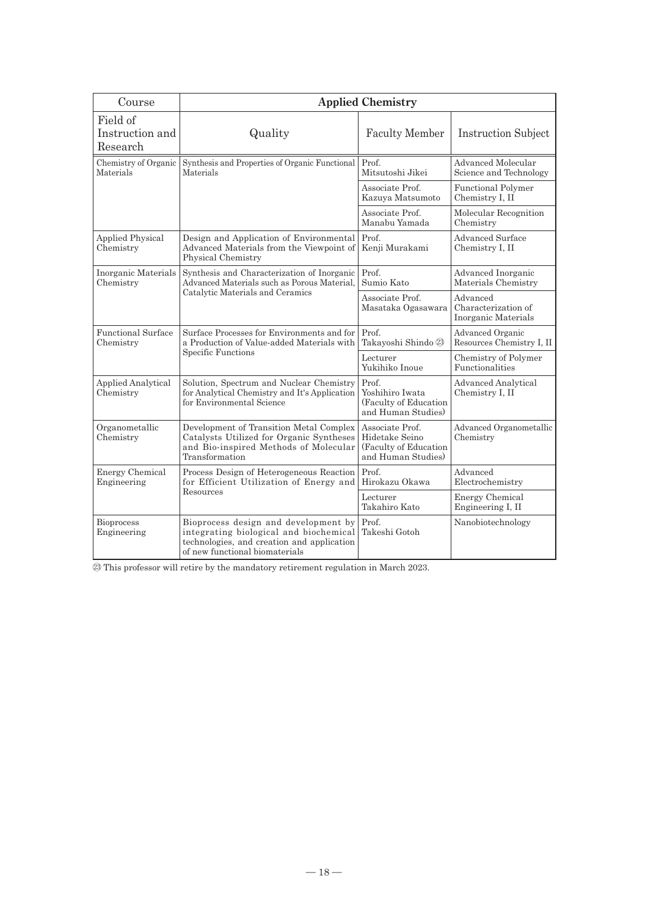| Course | Applied Chemistry | | |
|---|---|---|---|
| Field of Instruction and Research | Quality | Faculty Member | Instruction Subject |
| Chemistry of Organic Materials | Synthesis and Properties of Organic Functional Materials | Prof. Mitsutoshi Jikei | Advanced Molecular Science and Technology |
| | | Associate Prof. Kazuya Matsumoto | Functional Polymer Chemistry I, II |
| | | Associate Prof. Manabu Yamada | Molecular Recognition Chemistry |
| Applied Physical Chemistry | Design and Application of Environmental Advanced Materials from the Viewpoint of Physical Chemistry | Prof. Kenji Murakami | Advanced Surface Chemistry I, II |
| Inorganic Materials Chemistry | Synthesis and Characterization of Inorganic Advanced Materials such as Porous Material, Catalytic Materials and Ceramics | Prof. Sumio Kato | Advanced Inorganic Materials Chemistry |
| | | Associate Prof. Masataka Ogasawara | Advanced Characterization of Inorganic Materials |
| Functional Surface Chemistry | Surface Processes for Environments and for a Production of Value-added Materials with Specific Functions | Prof. Takayoshi Shindo ㉓ | Advanced Organic Resources Chemistry I, II |
| | | Lecturer Yukihiko Inoue | Chemistry of Polymer Functionalities |
| Applied Analytical Chemistry | Solution, Spectrum and Nuclear Chemistry for Analytical Chemistry and It's Application for Environmental Science | Prof. Yoshihiro Iwata (Faculty of Education and Human Studies) | Advanced Analytical Chemistry I, II |
| Organometallic Chemistry | Development of Transition Metal Complex Catalysts Utilized for Organic Syntheses and Bio-inspired Methods of Molecular Transformation | Associate Prof. Hidetake Seino (Faculty of Education and Human Studies) | Advanced Organometallic Chemistry |
| Energy Chemical Engineering | Process Design of Heterogeneous Reaction for Efficient Utilization of Energy and Resources | Prof. Hirokazu Okawa | Advanced Electrochemistry |
| | | Lecturer Takahiro Kato | Energy Chemical Engineering I, II |
| Bioprocess Engineering | Bioprocess design and development by integrating biological and biochemical technologies, and creation and application of new functional biomaterials | Prof. Takeshi Gotoh | Nanobiotechnology |

㉓ This professor will retire by the mandatory retirement regulation in March 2023.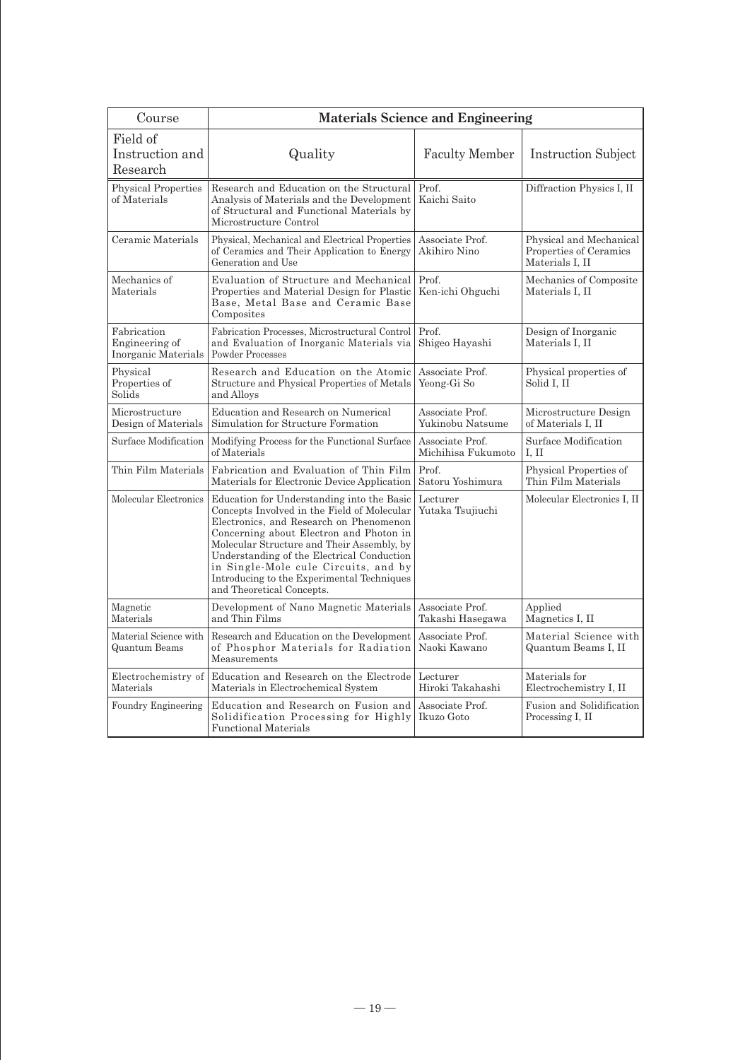| Course | Materials Science and Engineering | | |
|---|---|---|---|
| Field of Instruction and Research | Quality | Faculty Member | Instruction Subject |
| Physical Properties of Materials | Research and Education on the Structural Analysis of Materials and the Development of Structural and Functional Materials by Microstructure Control | Prof. Kaichi Saito | Diffraction Physics I, II |
| Ceramic Materials | Physical, Mechanical and Electrical Properties of Ceramics and Their Application to Energy Generation and Use | Associate Prof. Akihiro Nino | Physical and Mechanical Properties of Ceramics Materials I, II |
| Mechanics of Materials | Evaluation of Structure and Mechanical Properties and Material Design for Plastic Base, Metal Base and Ceramic Base Composites | Prof. Ken-ichi Ohguchi | Mechanics of Composite Materials I, II |
| Fabrication Engineering of Inorganic Materials | Fabrication Processes, Microstructural Control and Evaluation of Inorganic Materials via Powder Processes | Prof. Shigeo Hayashi | Design of Inorganic Materials I, II |
| Physical Properties of Solids | Research and Education on the Atomic Structure and Physical Properties of Metals and Alloys | Associate Prof. Yeong-Gi So | Physical properties of Solid I, II |
| Microstructure Design of Materials | Education and Research on Numerical Simulation for Structure Formation | Associate Prof. Yukinobu Natsume | Microstructure Design of Materials I, II |
| Surface Modification | Modifying Process for the Functional Surface of Materials | Associate Prof. Michihisa Fukumoto | Surface Modification I, II |
| Thin Film Materials | Fabrication and Evaluation of Thin Film Materials for Electronic Device Application | Prof. Satoru Yoshimura | Physical Properties of Thin Film Materials |
| Molecular Electronics | Education for Understanding into the Basic Concepts Involved in the Field of Molecular Electronics, and Research on Phenomenon Concerning about Electron and Photon in Molecular Structure and Their Assembly, by Understanding of the Electrical Conduction in Single-Mole cule Circuits, and by Introducing to the Experimental Techniques and Theoretical Concepts. | Lecturer Yutaka Tsujiuchi | Molecular Electronics I, II |
| Magnetic Materials | Development of Nano Magnetic Materials and Thin Films | Associate Prof. Takashi Hasegawa | Applied Magnetics I, II |
| Material Science with Quantum Beams | Research and Education on the Development of Phosphor Materials for Radiation Measurements | Associate Prof. Naoki Kawano | Material Science with Quantum Beams I, II |
| Electrochemistry of Materials | Education and Research on the Electrode Materials in Electrochemical System | Lecturer Hiroki Takahashi | Materials for Electrochemistry I, II |
| Foundry Engineering | Education and Research on Fusion and Solidification Processing for Highly Functional Materials | Associate Prof. Ikuzo Goto | Fusion and Solidification Processing I, II |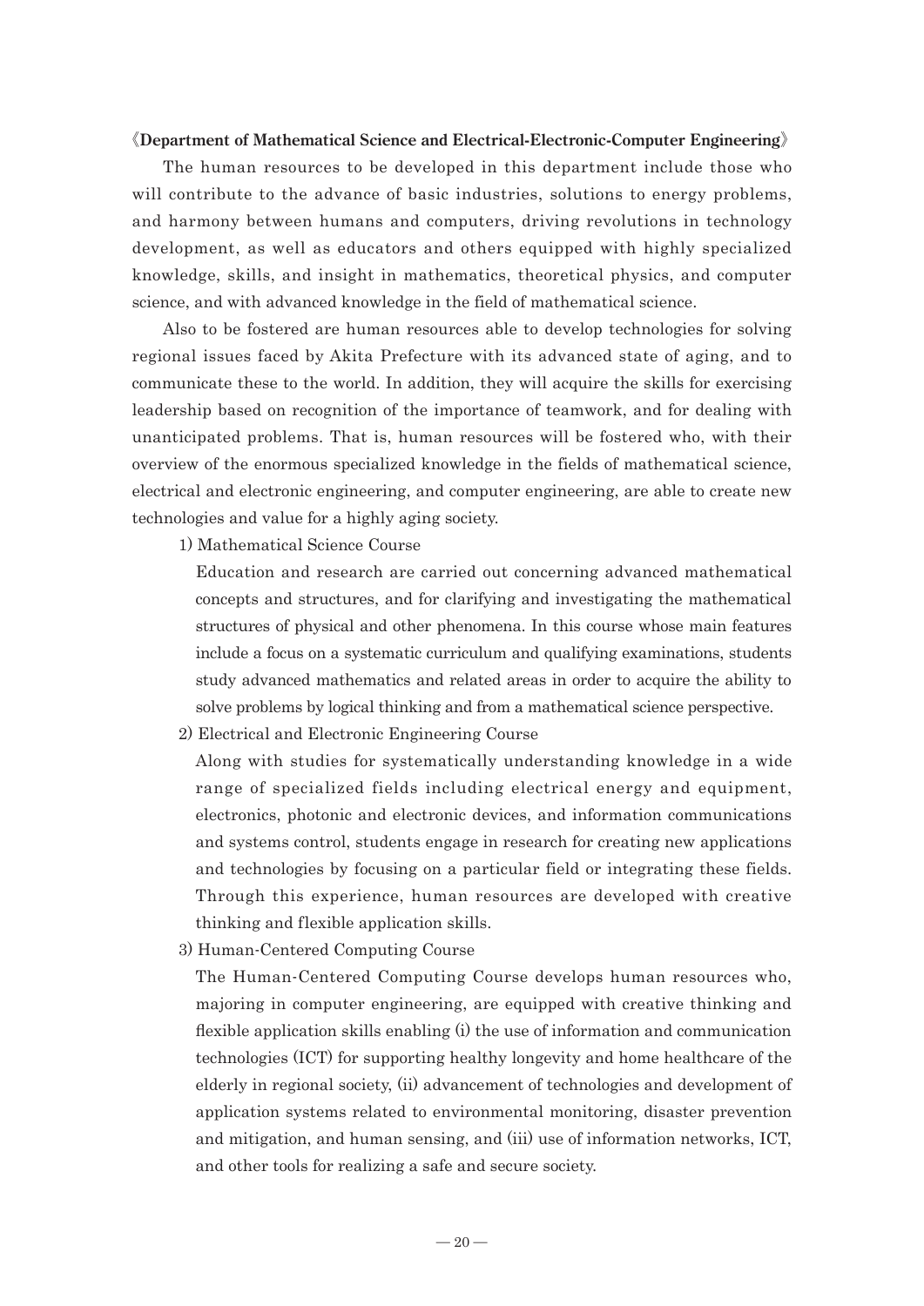**《Department of Mathematical Science and Electrical-Electronic-Computer Engineering》**

The human resources to be developed in this department include those who will contribute to the advance of basic industries, solutions to energy problems, and harmony between humans and computers, driving revolutions in technology development, as well as educators and others equipped with highly specialized knowledge, skills, and insight in mathematics, theoretical physics, and computer science, and with advanced knowledge in the field of mathematical science.

Also to be fostered are human resources able to develop technologies for solving regional issues faced by Akita Prefecture with its advanced state of aging, and to communicate these to the world. In addition, they will acquire the skills for exercising leadership based on recognition of the importance of teamwork, and for dealing with unanticipated problems. That is, human resources will be fostered who, with their overview of the enormous specialized knowledge in the fields of mathematical science, electrical and electronic engineering, and computer engineering, are able to create new technologies and value for a highly aging society.

1) Mathematical Science Course

Education and research are carried out concerning advanced mathematical concepts and structures, and for clarifying and investigating the mathematical structures of physical and other phenomena. In this course whose main features include a focus on a systematic curriculum and qualifying examinations, students study advanced mathematics and related areas in order to acquire the ability to solve problems by logical thinking and from a mathematical science perspective.

2) Electrical and Electronic Engineering Course

Along with studies for systematically understanding knowledge in a wide range of specialized fields including electrical energy and equipment, electronics, photonic and electronic devices, and information communications and systems control, students engage in research for creating new applications and technologies by focusing on a particular field or integrating these fields. Through this experience, human resources are developed with creative thinking and flexible application skills.

3) Human-Centered Computing Course

The Human-Centered Computing Course develops human resources who, majoring in computer engineering, are equipped with creative thinking and flexible application skills enabling (i) the use of information and communication technologies (ICT) for supporting healthy longevity and home healthcare of the elderly in regional society, (ii) advancement of technologies and development of application systems related to environmental monitoring, disaster prevention and mitigation, and human sensing, and (iii) use of information networks, ICT, and other tools for realizing a safe and secure society.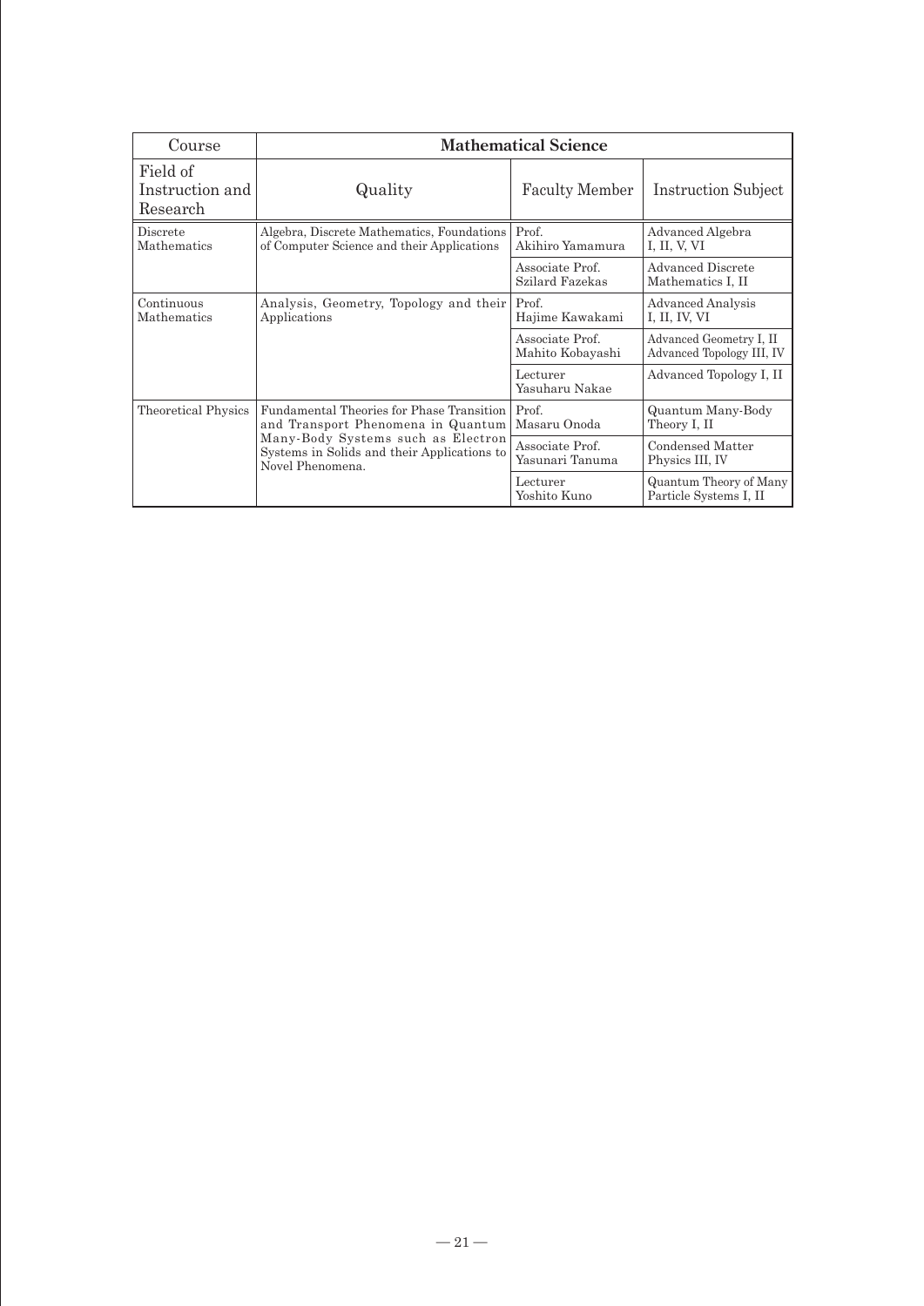| Course | Mathematical Science | | |
|---|---|---|---|
| Field of Instruction and Research | Quality | Faculty Member | Instruction Subject |
| Discrete Mathematics | Algebra, Discrete Mathematics, Foundations of Computer Science and their Applications | Prof. Akihiro Yamamura | Advanced Algebra I, II, V, VI |
| | | Associate Prof. Szilard Fazekas | Advanced Discrete Mathematics I, II |
| Continuous Mathematics | Analysis, Geometry, Topology and their Applications | Prof. Hajime Kawakami | Advanced Analysis I, II, IV, VI |
| | | Associate Prof. Mahito Kobayashi | Advanced Geometry I, II Advanced Topology III, IV |
| | | Lecturer Yasuharu Nakae | Advanced Topology I, II |
| Theoretical Physics | Fundamental Theories for Phase Transition and Transport Phenomena in Quantum Many-Body Systems such as Electron Systems in Solids and their Applications to Novel Phenomena. | Prof. Masaru Onoda | Quantum Many-Body Theory I, II |
| | | Associate Prof. Yasunari Tanuma | Condensed Matter Physics III, IV |
| | | Lecturer Yoshito Kuno | Quantum Theory of Many Particle Systems I, II |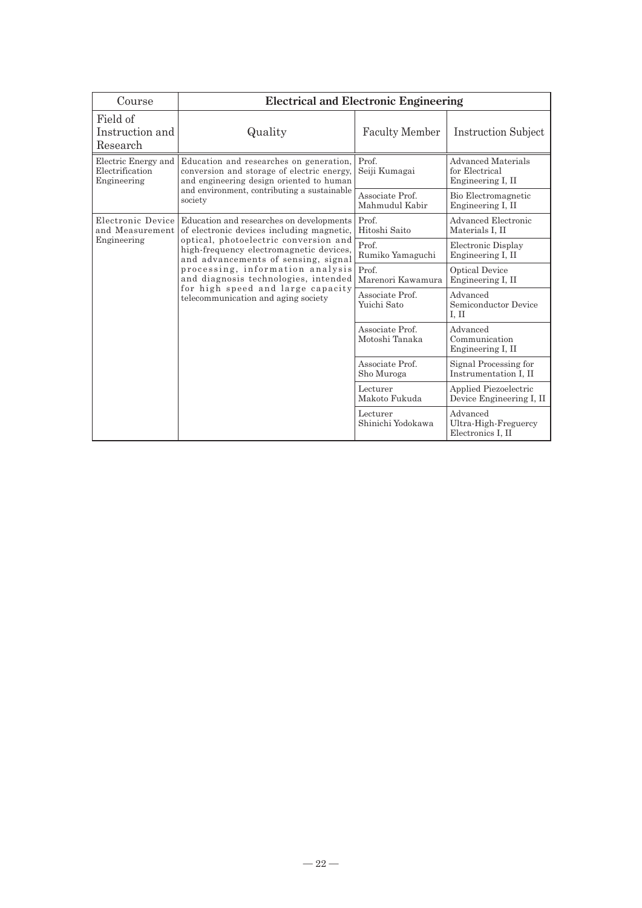| Course | Electrical and Electronic Engineering | | |
|---|---|---|---|
| Field of Instruction and Research | Quality | Faculty Member | Instruction Subject |
| Electric Energy and Electrification Engineering | Education and researches on generation, conversion and storage of electric energy, and engineering design oriented to human and environment, contributing a sustainable society | Prof. Seiji Kumagai | Advanced Materials for Electrical Engineering I, II |
| | | Associate Prof. Mahmudul Kabir | Bio Electromagnetic Engineering I, II |
| Electronic Device and Measurement Engineering | Education and researches on developments of electronic devices including magnetic, optical, photoelectric conversion and high-frequency electromagnetic devices, and advancements of sensing, signal processing, information analysis and diagnosis technologies, intended for high speed and large capacity telecommunication and aging society | Prof. Hitoshi Saito | Advanced Electronic Materials I, II |
| | | Prof. Rumiko Yamaguchi | Electronic Display Engineering I, II |
| | | Prof. Marenori Kawamura | Optical Device Engineering I, II |
| | | Associate Prof. Yuichi Sato | Advanced Semiconductor Device I, II |
| | | Associate Prof. Motoshi Tanaka | Advanced Communication Engineering I, II |
| | | Associate Prof. Sho Muroga | Signal Processing for Instrumentation I, II |
| | | Lecturer Makoto Fukuda | Applied Piezoelectric Device Engineering I, II |
| | | Lecturer Shinichi Yodokawa | Advanced Ultra-High-Freguercy Electronics I, II |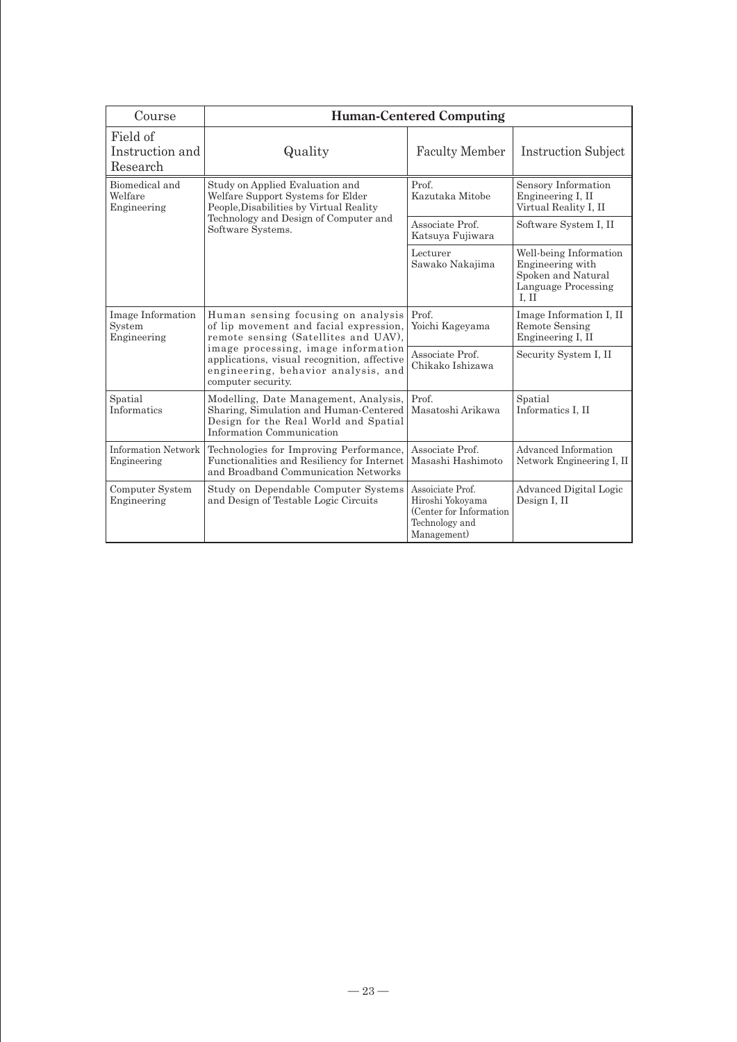| Course | Human-Centered Computing | | |
|---|---|---|---|
| Field of Instruction and Research | Quality | Faculty Member | Instruction Subject |
| Biomedical and Welfare Engineering | Study on Applied Evaluation and Welfare Support Systems for Elder People,Disabilities by Virtual Reality Technology and Design of Computer and Software Systems. | Prof. Kazutaka Mitobe | Sensory Information Engineering I, II Virtual Reality I, II |
| | | Associate Prof. Katsuya Fujiwara | Software System I, II |
| | | Lecturer Sawako Nakajima | Well-being Information Engineering with Spoken and Natural Language Processing I, II |
| Image Information System Engineering | Human sensing focusing on analysis of lip movement and facial expression, remote sensing (Satellites and UAV), image processing, image information applications, visual recognition, affective engineering, behavior analysis, and computer security. | Prof. Yoichi Kageyama | Image Information I, II Remote Sensing Engineering I, II |
| | | Associate Prof. Chikako Ishizawa | Security System I, II |
| Spatial Informatics | Modelling, Date Management, Analysis, Sharing, Simulation and Human-Centered Design for the Real World and Spatial Information Communication | Prof. Masatoshi Arikawa | Spatial Informatics I, II |
| Information Network Engineering | Technologies for Improving Performance, Functionalities and Resiliency for Internet and Broadband Communication Networks | Associate Prof. Masashi Hashimoto | Advanced Information Network Engineering I, II |
| Computer System Engineering | Study on Dependable Computer Systems and Design of Testable Logic Circuits | Assoiciate Prof. Hiroshi Yokoyama (Center for Information Technology and Management) | Advanced Digital Logic Design I, II |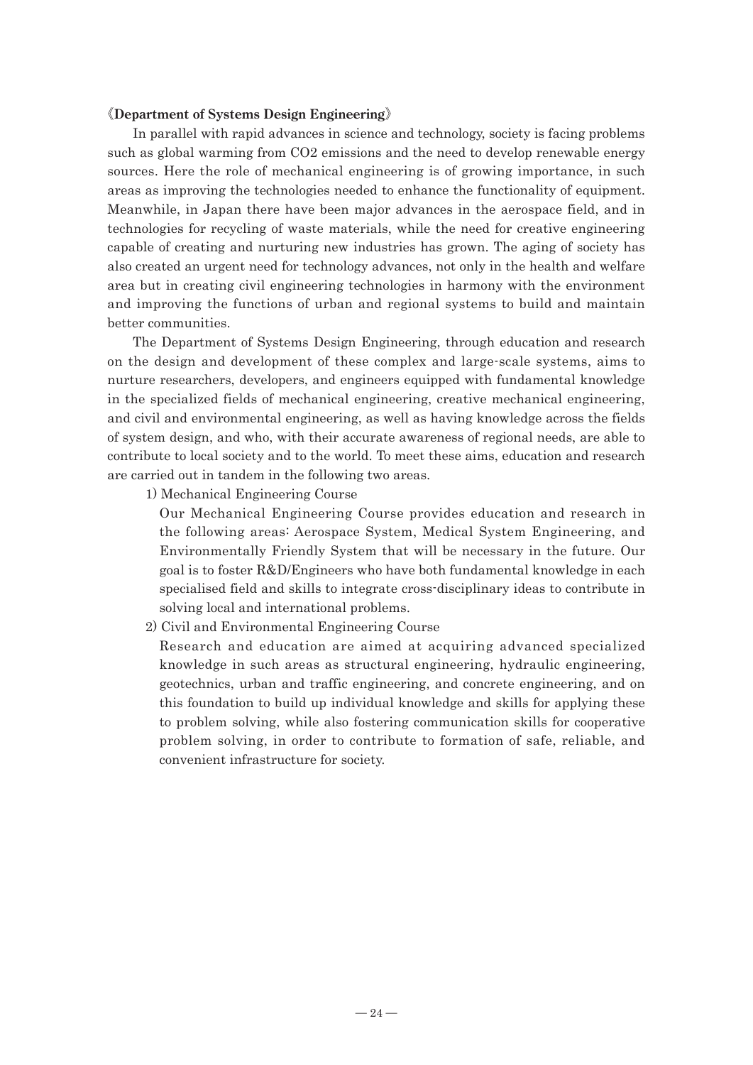**《Department of Systems Design Engineering》**

In parallel with rapid advances in science and technology, society is facing problems such as global warming from $CO_2$ emissions and the need to develop renewable energy sources. Here the role of mechanical engineering is of growing importance, in such areas as improving the technologies needed to enhance the functionality of equipment. Meanwhile, in Japan there have been major advances in the aerospace field, and in technologies for recycling of waste materials, while the need for creative engineering capable of creating and nurturing new industries has grown. The aging of society has also created an urgent need for technology advances, not only in the health and welfare area but in creating civil engineering technologies in harmony with the environment and improving the functions of urban and regional systems to build and maintain better communities.

The Department of Systems Design Engineering, through education and research on the design and development of these complex and large-scale systems, aims to nurture researchers, developers, and engineers equipped with fundamental knowledge in the specialized fields of mechanical engineering, creative mechanical engineering, and civil and environmental engineering, as well as having knowledge across the fields of system design, and who, with their accurate awareness of regional needs, are able to contribute to local society and to the world. To meet these aims, education and research are carried out in tandem in the following two areas.

1) Mechanical Engineering Course

Our Mechanical Engineering Course provides education and research in the following areas: Aerospace System, Medical System Engineering, and Environmentally Friendly System that will be necessary in the future. Our goal is to foster R&D/Engineers who have both fundamental knowledge in each specialised field and skills to integrate cross-disciplinary ideas to contribute in solving local and international problems.

2) Civil and Environmental Engineering Course

Research and education are aimed at acquiring advanced specialized knowledge in such areas as structural engineering, hydraulic engineering, geotechnics, urban and traffic engineering, and concrete engineering, and on this foundation to build up individual knowledge and skills for applying these to problem solving, while also fostering communication skills for cooperative problem solving, in order to contribute to formation of safe, reliable, and convenient infrastructure for society.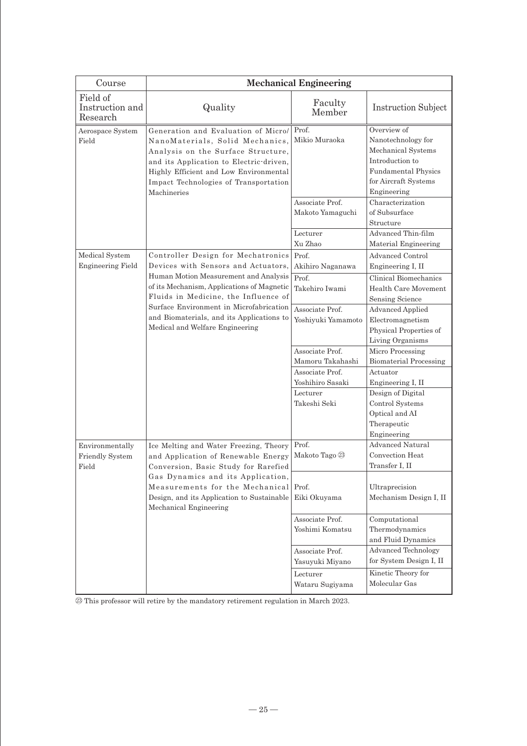| Course | Mechanical Engineering | | |
|---|---|---|---|
| Field of Instruction and Research | Quality | Faculty Member | Instruction Subject |
| Aerospace System Field | Generation and Evaluation of Micro/NanoMaterials, Solid Mechanics, Analysis on the Surface Structure, and its Application to Electric-driven, Highly Efficient and Low Environmental Impact Technologies of Transportation Machineries | Prof. Mikio Muraoka | Overview of Nanotechnology for Mechanical Systems<br>Introduction to Fundamental Physics for Aircraft Systems Engineering |
| | | Associate Prof. Makoto Yamaguchi | Characterization of Subsurface Structure |
| | | Lecturer Xu Zhao | Advanced Thin-film Material Engineering |
| Medical System Engineering Field | Controller Design for Mechatronics Devices with Sensors and Actuators, Human Motion Measurement and Analysis of its Mechanism, Applications of Magnetic Fluids in Medicine, the Influence of Surface Environment in Microfabrication and Biomaterials, and its Applications to Medical and Welfare Engineering | Prof. Akihiro Naganawa | Advanced Control Engineering I, II |
| | | Prof. Takehiro Iwami | Clinical Biomechanics<br>Health Care Movement Sensing Science |
| | | Associate Prof. Yoshiyuki Yamamoto | Advanced Applied Electromagnetism<br>Physical Properties of Living Organisms |
| | | Associate Prof. Mamoru Takahashi | Micro Processing<br>Biomaterial Processing |
| | | Associate Prof. Yoshihiro Sasaki | Actuator Engineering I, II |
| | | Lecturer Takeshi Seki | Design of Digital Control Systems<br>Optical and AI Therapeutic Engineering |
| Environmentally Friendly System Field | Ice Melting and Water Freezing, Theory and Application of Renewable Energy Conversion, Basic Study for Rarefied Gas Dynamics and its Application, Measurements for the Mechanical Design, and its Application to Sustainable Mechanical Engineering | Prof. Makoto Tago ㉓ | Advanced Natural Convection Heat Transfer I, II |
| | | Prof. Eiki Okuyama | Ultraprecision Mechanism Design I, II |
| | | Associate Prof. Yoshimi Komatsu | Computational Thermodynamics and Fluid Dynamics |
| | | Associate Prof. Yasuyuki Miyano | Advanced Technology for System Design I, II |
| | | Lecturer Wataru Sugiyama | Kinetic Theory for Molecular Gas |

㉓ This professor will retire by the mandatory retirement regulation in March 2023.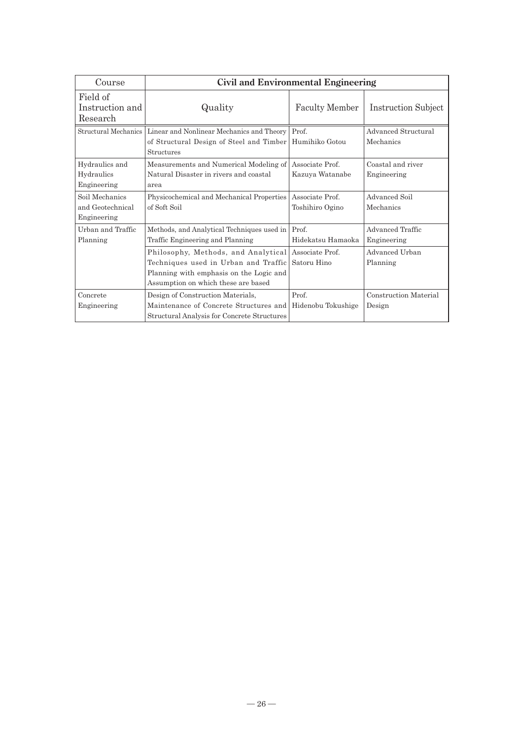| Course | Civil and Environmental Engineering | | |
|---|---|---|---|
| Field of Instruction and Research | Quality | Faculty Member | Instruction Subject |
| Structural Mechanics | Linear and Nonlinear Mechanics and Theory of Structural Design of Steel and Timber Structures | Prof. Humihiko Gotou | Advanced Structural Mechanics |
| Hydraulics and Hydraulics Engineering | Measurements and Numerical Modeling of Natural Disaster in rivers and coastal area | Associate Prof. Kazuya Watanabe | Coastal and river Engineering |
| Soil Mechanics and Geotechnical Engineering | Physicochemical and Mechanical Properties of Soft Soil | Associate Prof. Toshihiro Ogino | Advanced Soil Mechanics |
| Urban and Traffic Planning | Methods, and Analytical Techniques used in Traffic Engineering and Planning | Prof. Hidekatsu Hamaoka | Advanced Traffic Engineering |
| | Philosophy, Methods, and Analytical Techniques used in Urban and Traffic Planning with emphasis on the Logic and Assumption on which these are based | Associate Prof. Satoru Hino | Advanced Urban Planning |
| Concrete Engineering | Design of Construction Materials, Maintenance of Concrete Structures and Structural Analysis for Concrete Structures | Prof. Hidenobu Tokushige | Construction Material Design |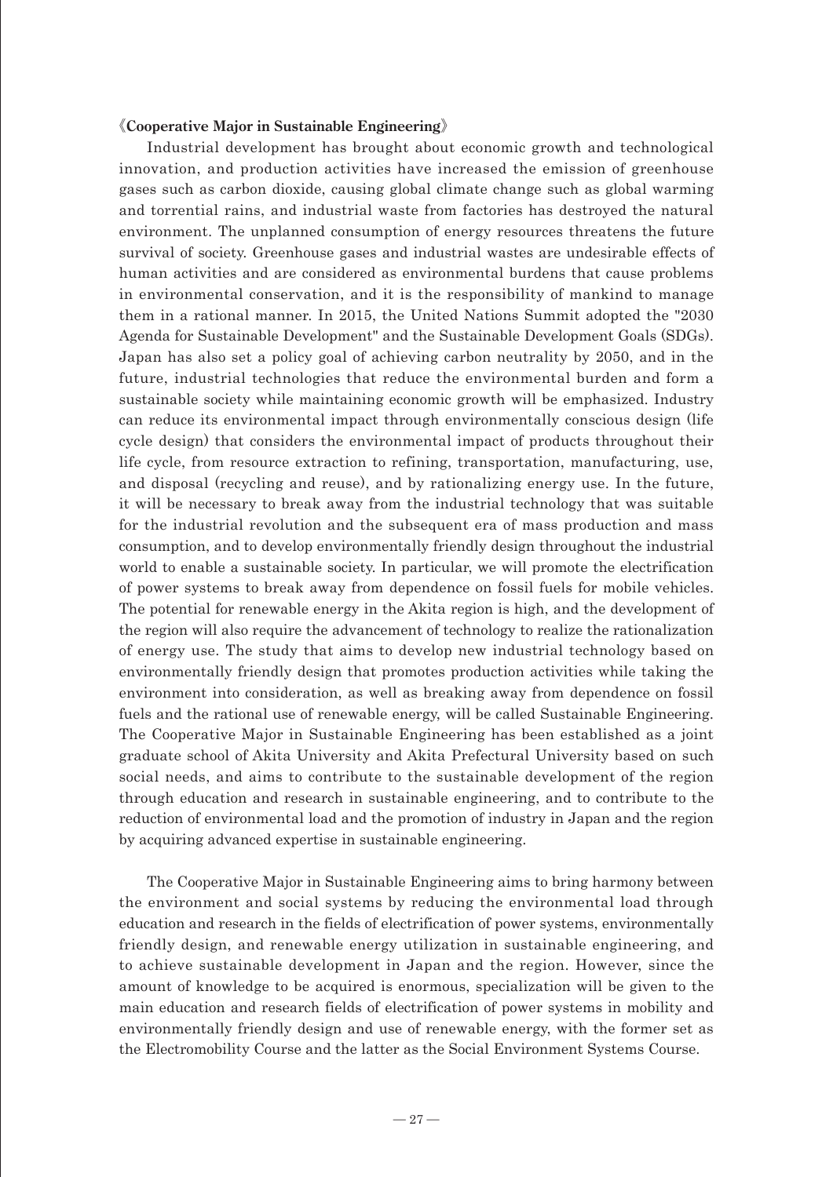**《Cooperative Major in Sustainable Engineering》**

Industrial development has brought about economic growth and technological innovation, and production activities have increased the emission of greenhouse gases such as carbon dioxide, causing global climate change such as global warming and torrential rains, and industrial waste from factories has destroyed the natural environment. The unplanned consumption of energy resources threatens the future survival of society. Greenhouse gases and industrial wastes are undesirable effects of human activities and are considered as environmental burdens that cause problems in environmental conservation, and it is the responsibility of mankind to manage them in a rational manner. In 2015, the United Nations Summit adopted the "2030 Agenda for Sustainable Development" and the Sustainable Development Goals (SDGs). Japan has also set a policy goal of achieving carbon neutrality by 2050, and in the future, industrial technologies that reduce the environmental burden and form a sustainable society while maintaining economic growth will be emphasized. Industry can reduce its environmental impact through environmentally conscious design (life cycle design) that considers the environmental impact of products throughout their life cycle, from resource extraction to refining, transportation, manufacturing, use, and disposal (recycling and reuse), and by rationalizing energy use. In the future, it will be necessary to break away from the industrial technology that was suitable for the industrial revolution and the subsequent era of mass production and mass consumption, and to develop environmentally friendly design throughout the industrial world to enable a sustainable society. In particular, we will promote the electrification of power systems to break away from dependence on fossil fuels for mobile vehicles. The potential for renewable energy in the Akita region is high, and the development of the region will also require the advancement of technology to realize the rationalization of energy use. The study that aims to develop new industrial technology based on environmentally friendly design that promotes production activities while taking the environment into consideration, as well as breaking away from dependence on fossil fuels and the rational use of renewable energy, will be called Sustainable Engineering. The Cooperative Major in Sustainable Engineering has been established as a joint graduate school of Akita University and Akita Prefectural University based on such social needs, and aims to contribute to the sustainable development of the region through education and research in sustainable engineering, and to contribute to the reduction of environmental load and the promotion of industry in Japan and the region by acquiring advanced expertise in sustainable engineering.

The Cooperative Major in Sustainable Engineering aims to bring harmony between the environment and social systems by reducing the environmental load through education and research in the fields of electrification of power systems, environmentally friendly design, and renewable energy utilization in sustainable engineering, and to achieve sustainable development in Japan and the region. However, since the amount of knowledge to be acquired is enormous, specialization will be given to the main education and research fields of electrification of power systems in mobility and environmentally friendly design and use of renewable energy, with the former set as the Electromobility Course and the latter as the Social Environment Systems Course.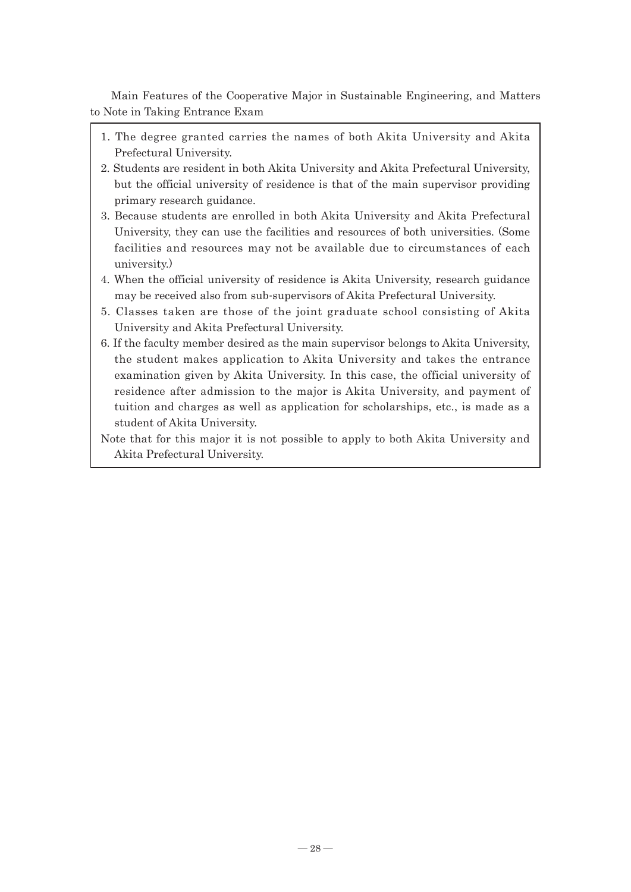Main Features of the Cooperative Major in Sustainable Engineering, and Matters to Note in Taking Entrance Exam

1. The degree granted carries the names of both Akita University and Akita Prefectural University.
2. Students are resident in both Akita University and Akita Prefectural University, but the official university of residence is that of the main supervisor providing primary research guidance.
3. Because students are enrolled in both Akita University and Akita Prefectural University, they can use the facilities and resources of both universities. (Some facilities and resources may not be available due to circumstances of each university.)
4. When the official university of residence is Akita University, research guidance may be received also from sub-supervisors of Akita Prefectural University.
5. Classes taken are those of the joint graduate school consisting of Akita University and Akita Prefectural University.
6. If the faculty member desired as the main supervisor belongs to Akita University, the student makes application to Akita University and takes the entrance examination given by Akita University. In this case, the official university of residence after admission to the major is Akita University, and payment of tuition and charges as well as application for scholarships, etc., is made as a student of Akita University.

Note that for this major it is not possible to apply to both Akita University and Akita Prefectural University.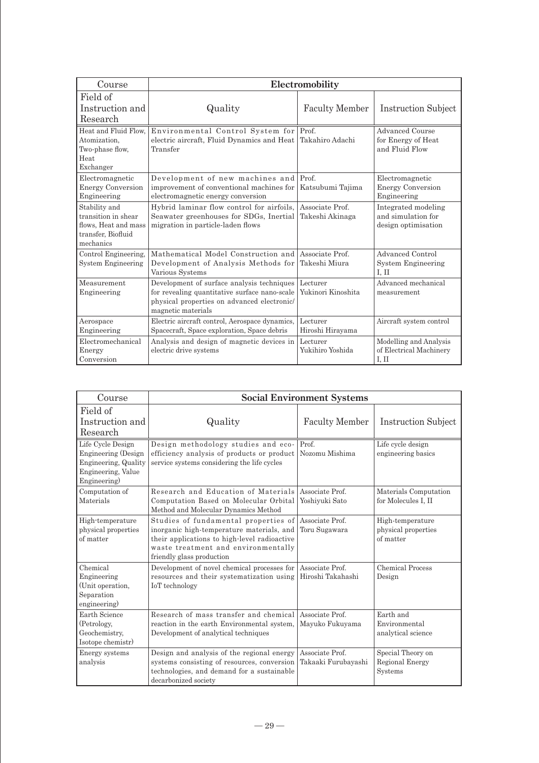| Course | Electromobility | | |
|---|---|---|---|
| Field of Instruction and Research | Quality | Faculty Member | Instruction Subject |
| Heat and Fluid Flow, Atomization, Two-phase flow, Heat Exchanger | Environmental Control System for electric aircraft, Fluid Dynamics and Heat Transfer | Prof. Takahiro Adachi | Advanced Course for Energy of Heat and Fluid Flow |
| Electromagnetic Energy Conversion Engineering | Development of new machines and improvement of conventional machines for electromagnetic energy conversion | Prof. Katsubumi Tajima | Electromagnetic Energy Conversion Engineering |
| Stability and transition in shear flows, Heat and mass transfer, Biofluid mechanics | Hybrid laminar flow control for airfoils, Seawater greenhouses for SDGs, Inertial migration in particle-laden flows | Associate Prof. Takeshi Akinaga | Integrated modeling and simulation for design optimisation |
| Control Engineering, System Engineering | Mathematical Model Construction and Development of Analysis Methods for Various Systems | Associate Prof. Takeshi Miura | Advanced Control System Engineering I, II |
| Measurement Engineering | Development of surface analysis techniques for revealing quantitative surface nano-scale physical properties on advanced electronic/magnetic materials | Lecturer Yukinori Kinoshita | Advanced mechanical measurement |
| Aerospace Engineering | Electric aircraft control, Aerospace dynamics, Spacecraft, Space exploration, Space debris | Lecturer Hiroshi Hirayama | Aircraft system control |
| Electromechanical Energy Conversion | Analysis and design of magnetic devices in electric drive systems | Lecturer Yukihiro Yoshida | Modelling and Analysis of Electrical Machinery I, II |

| Course | Social Environment Systems | | |
|---|---|---|---|
| Field of Instruction and Research | Quality | Faculty Member | Instruction Subject |
| Life Cycle Design Engineering (Design Engineering, Quality Engineering, Value Engineering) | Design methodology studies and eco-efficiency analysis of products or product service systems considering the life cycles | Prof. Nozomu Mishima | Life cycle design engineering basics |
| Computation of Materials | Research and Education of Materials Computation Based on Molecular Orbital Method and Molecular Dynamics Method | Associate Prof. Yoshiyuki Sato | Materials Computation for Molecules I, II |
| High-temperature physical properties of matter | Studies of fundamental properties of inorganic high-temperature materials, and their applications to high-level radioactive waste treatment and environmentally friendly glass production | Associate Prof. Toru Sugawara | High-temperature physical properties of matter |
| Chemical Engineering (Unit operation, Separation engineering) | Development of novel chemical processes for resources and their systematization using IoT technology | Associate Prof. Hiroshi Takahashi | Chemical Process Design |
| Earth Science (Petrology, Geochemistry, Isotope chemistr) | Research of mass transfer and chemical reaction in the earth Environmental system, Development of analytical techniques | Associate Prof. Mayuko Fukuyama | Earth and Environmental analytical science |
| Energy systems analysis | Design and analysis of the regional energy systems consisting of resources, conversion technologies, and demand for a sustainable decarbonized society | Associate Prof. Takaaki Furubayashi | Special Theory on Regional Energy Systems |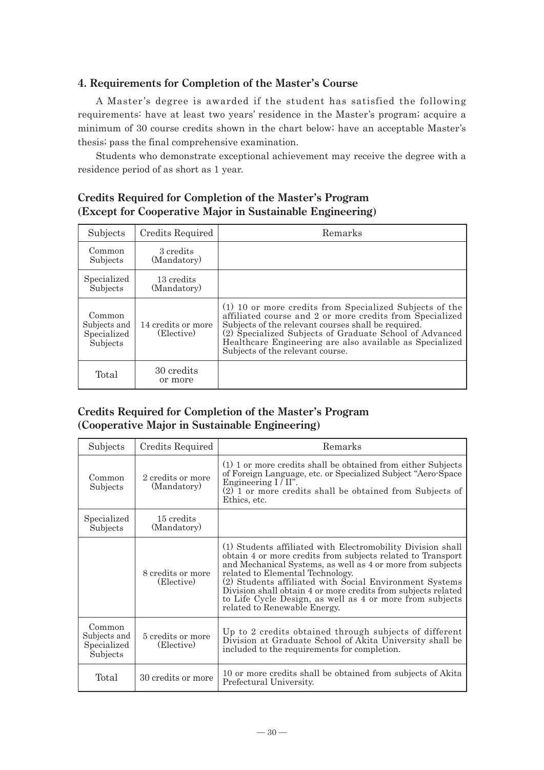## 4. Requirements for Completion of the Master's Course

A Master's degree is awarded if the student has satisfied the following requirements: have at least two years' residence in the Master's program; acquire a minimum of 30 course credits shown in the chart below; have an acceptable Master's thesis; pass the final comprehensive examination.

Students who demonstrate exceptional achievement may receive the degree with a residence period of as short as 1 year.

### Credits Required for Completion of the Master's Program (Except for Cooperative Major in Sustainable Engineering)

| Subjects | Credits Required | Remarks |
|---|---|---|
| Common Subjects | 3 credits (Mandatory) | |
| Specialized Subjects | 13 credits (Mandatory) | |
| Common Subjects and Specialized Subjects | 14 credits or more (Elective) | (1) 10 or more credits from Specialized Subjects of the affiliated course and 2 or more credits from Specialized Subjects of the relevant courses shall be required.<br>(2) Specialized Subjects of Graduate School of Advanced Healthcare Engineering are also available as Specialized Subjects of the relevant course. |
| Total | 30 credits or more | |

### Credits Required for Completion of the Master's Program (Cooperative Major in Sustainable Engineering)

| Subjects | Credits Required | Remarks |
|---|---|---|
| Common Subjects | 2 credits or more (Mandatory) | (1) 1 or more credits shall be obtained from either Subjects of Foreign Language, etc. or Specialized Subject "Aero-Space Engineering I / II".<br>(2) 1 or more credits shall be obtained from Subjects of Ethics, etc. |
| Specialized Subjects | 15 credits (Mandatory) | |
| | 8 credits or more (Elective) | (1) Students affiliated with Electromobility Division shall obtain 4 or more credits from subjects related to Transport and Mechanical Systems, as well as 4 or more from subjects related to Elemental Technology.<br>(2) Students affiliated with Social Environment Systems Division shall obtain 4 or more credits from subjects related to Life Cycle Design, as well as 4 or more from subjects related to Renewable Energy. |
| Common Subjects and Specialized Subjects | 5 credits or more (Elective) | Up to 2 credits obtained through subjects of different Division at Graduate School of Akita University shall be included to the requirements for completion. |
| Total | 30 credits or more | 10 or more credits shall be obtained from subjects of Akita Prefectural University. |